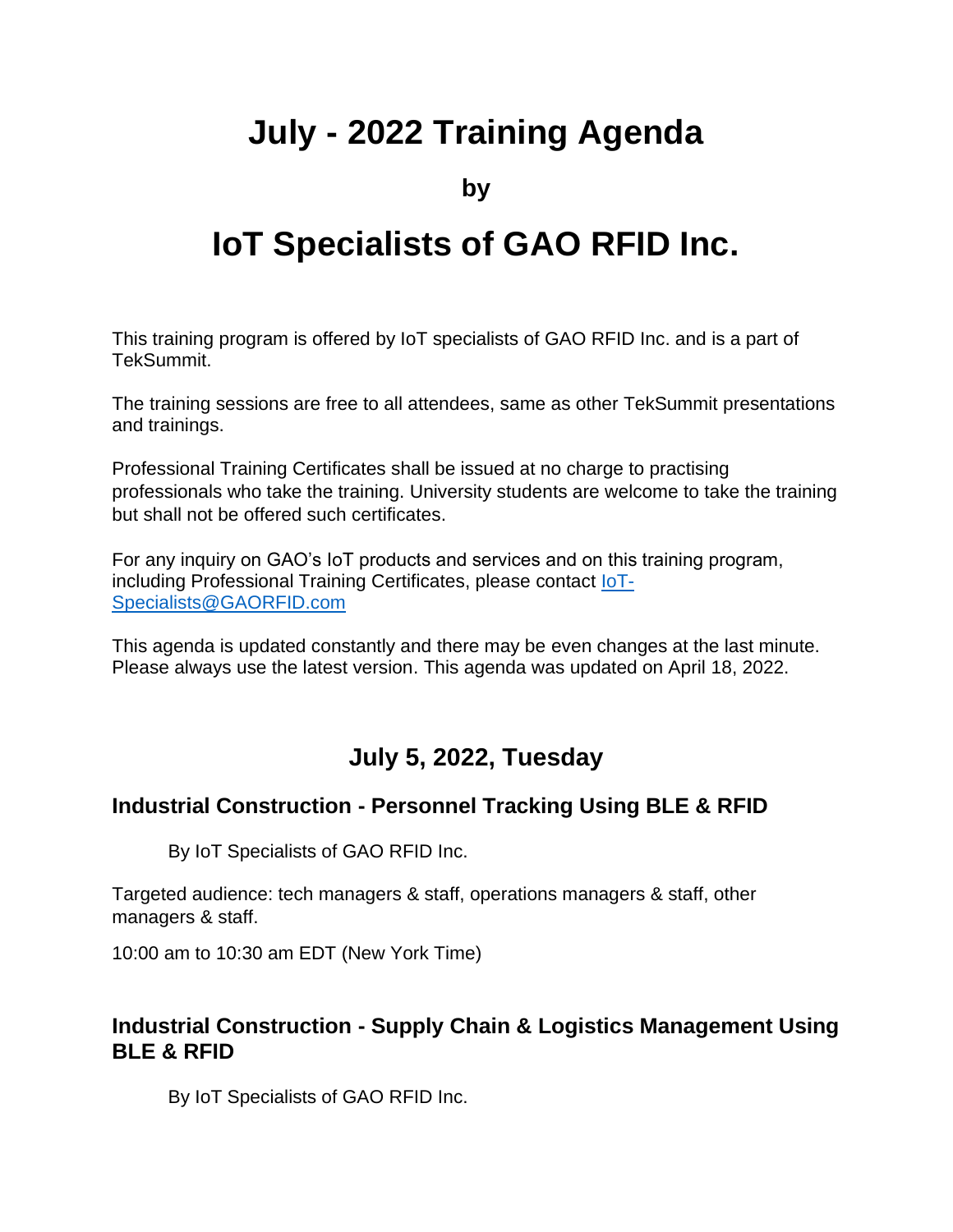# July - 2022 Training Agenda

**by**

# IoT Specialists of GAO RFID Inc.

This training program is offered by IoT specialists of GAO RFID Inc. and is a part of TekSummit.

The training sessions are free to all attendees, same as other TekSummit presentations and trainings.

Professional Training Certificates shall be issued at no charge to practising professionals who take the training. University students are welcome to take the training but shall not be offered such certificates.

For any inquiry on GAO's IoT products and services and on this training program, including Professional Training Certificates, please contact [IoT-Specialists@GAORFID.com](mailto:IoT-Specialists@GAORFID.com)

This agenda is updated constantly and there may be even changes at the last minute. Please always use the latest version. This agenda was updated on April 18, 2022.

## July 5, 2022, Tuesday

### Industrial Construction - Personnel Tracking Using BLE & RFID

By IoT Specialists of GAO RFID Inc.

Targeted audience: tech managers & staff, operations managers & staff, other managers & staff.

10:00 am to 10:30 am EDT (New York Time)

### Industrial Construction - Supply Chain & Logistics Management Using BLE & RFID

By IoT Specialists of GAO RFID Inc.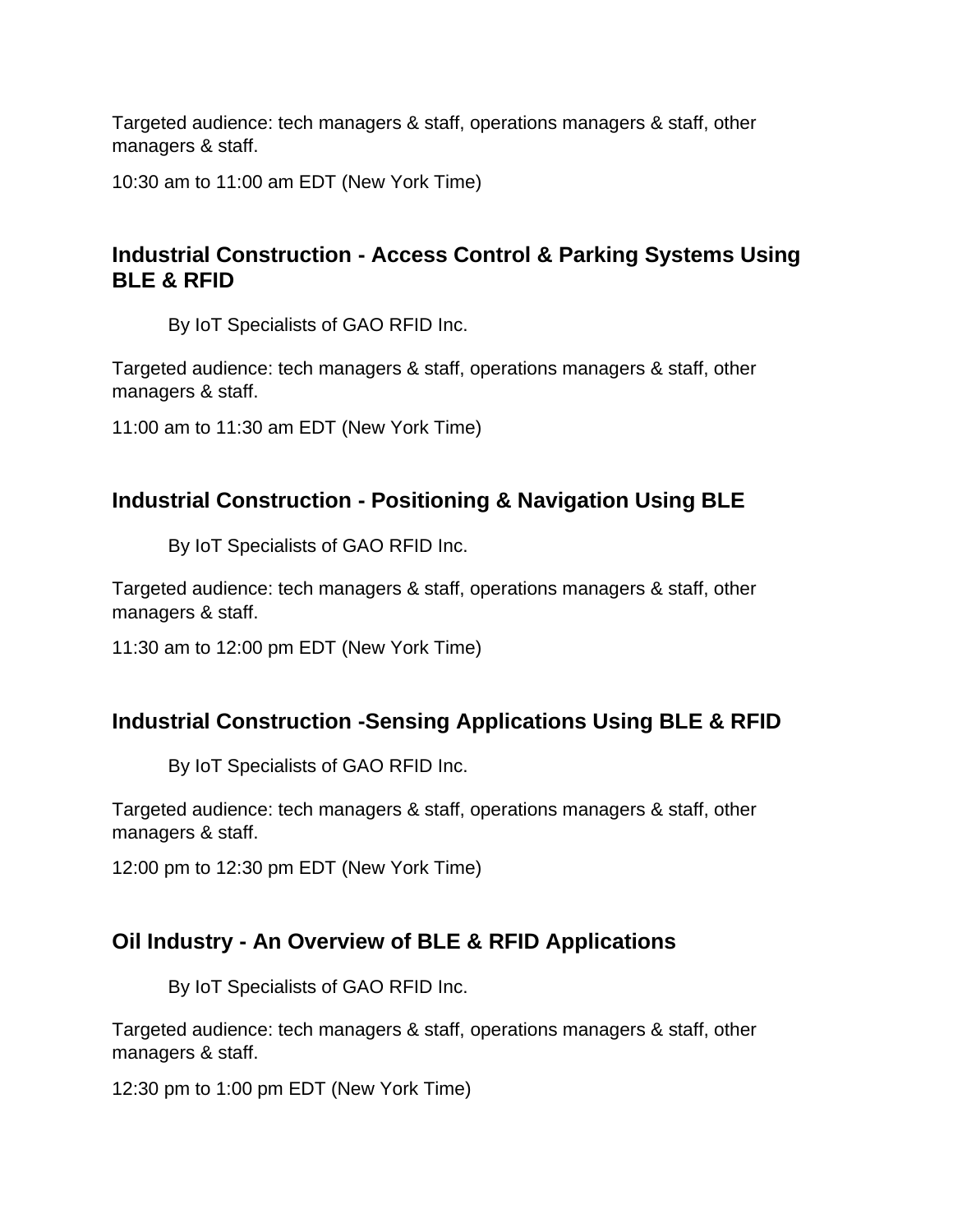Targeted audience: tech managers & staff, operations managers & staff, other managers & staff.

10:30 am to 11:00 am EDT (New York Time)

### Industrial Construction - Access Control & Parking Systems Using BLE & RFID

By IoT Specialists of GAO RFID Inc.

Targeted audience: tech managers & staff, operations managers & staff, other managers & staff.

11:00 am to 11:30 am EDT (New York Time)

### Industrial Construction - Positioning & Navigation Using BLE

By IoT Specialists of GAO RFID Inc.

Targeted audience: tech managers & staff, operations managers & staff, other managers & staff.

11:30 am to 12:00 pm EDT (New York Time)

### Industrial Construction -Sensing Applications Using BLE & RFID

By IoT Specialists of GAO RFID Inc.

Targeted audience: tech managers & staff, operations managers & staff, other managers & staff.

12:00 pm to 12:30 pm EDT (New York Time)

### Oil Industry - An Overview of BLE & RFID Applications

By IoT Specialists of GAO RFID Inc.

Targeted audience: tech managers & staff, operations managers & staff, other managers & staff.

12:30 pm to 1:00 pm EDT (New York Time)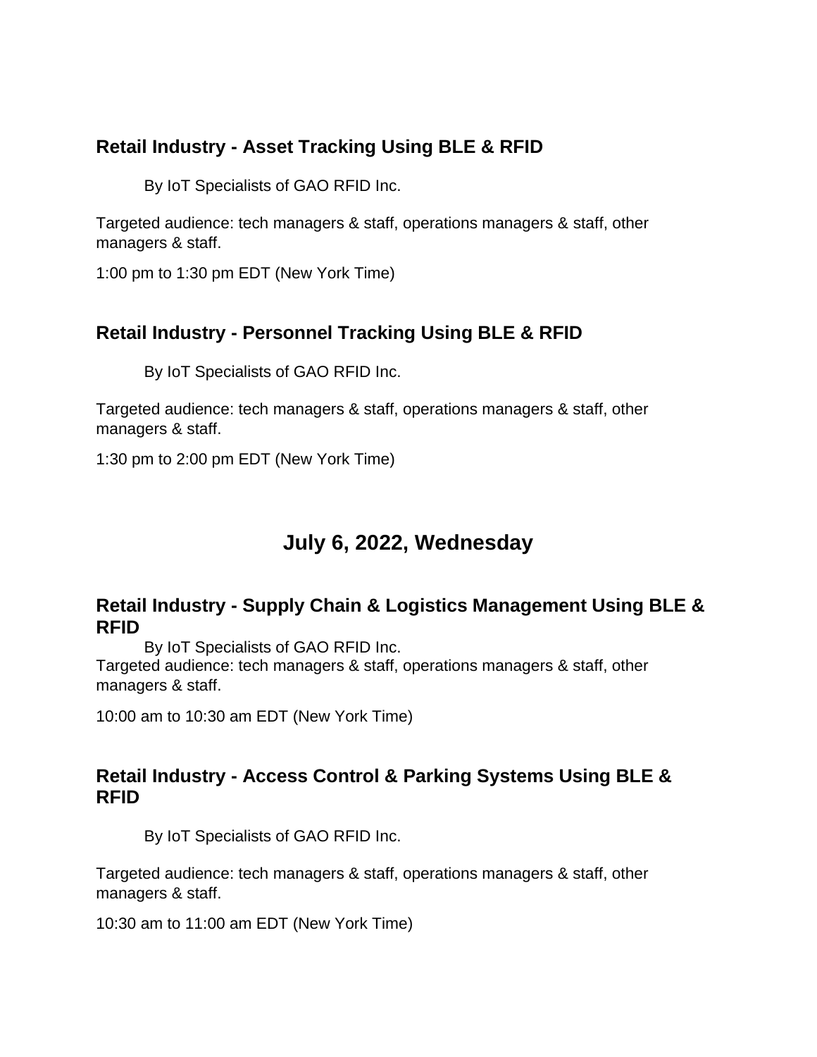### Retail Industry - Asset Tracking Using BLE & RFID

By IoT Specialists of GAO RFID Inc.

Targeted audience: tech managers & staff, operations managers & staff, other managers & staff.

1:00 pm to 1:30 pm EDT (New York Time)

### Retail Industry - Personnel Tracking Using BLE & RFID

By IoT Specialists of GAO RFID Inc.

Targeted audience: tech managers & staff, operations managers & staff, other managers & staff.

1:30 pm to 2:00 pm EDT (New York Time)

## July 6, 2022, Wednesday

### Retail Industry - Supply Chain & Logistics Management Using BLE & RFID

By IoT Specialists of GAO RFID Inc.

Targeted audience: tech managers & staff, operations managers & staff, other managers & staff.

10:00 am to 10:30 am EDT (New York Time)

### Retail Industry - Access Control & Parking Systems Using BLE & RFID

By IoT Specialists of GAO RFID Inc.

Targeted audience: tech managers & staff, operations managers & staff, other managers & staff.

10:30 am to 11:00 am EDT (New York Time)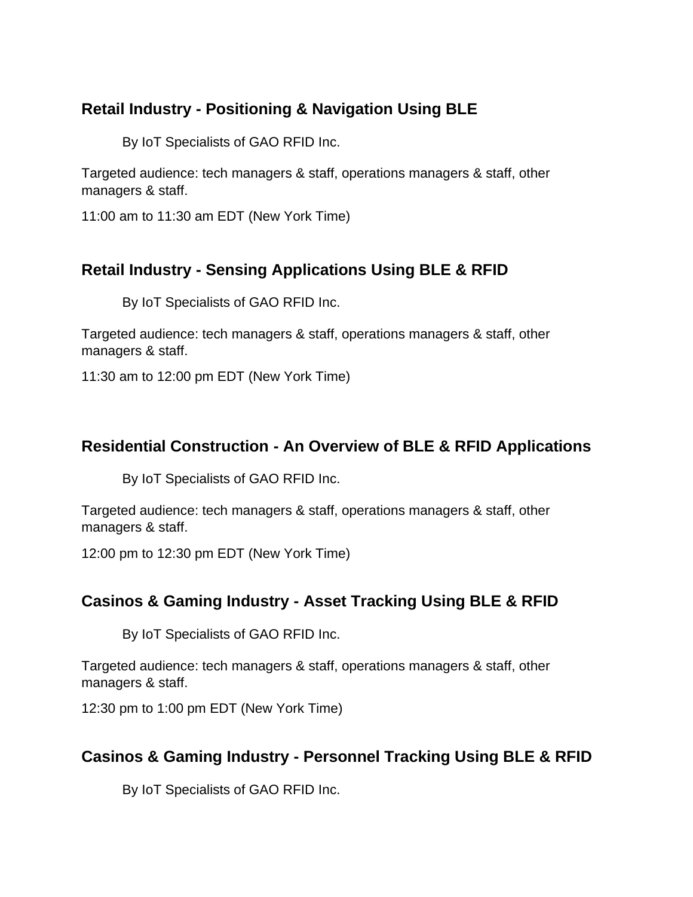### Retail Industry - Positioning & Navigation Using BLE

By IoT Specialists of GAO RFID Inc.

Targeted audience: tech managers & staff, operations managers & staff, other managers & staff.

11:00 am to 11:30 am EDT (New York Time)

### Retail Industry - Sensing Applications Using BLE & RFID

By IoT Specialists of GAO RFID Inc.

Targeted audience: tech managers & staff, operations managers & staff, other managers & staff.

11:30 am to 12:00 pm EDT (New York Time)

### Residential Construction - An Overview of BLE & RFID Applications

By IoT Specialists of GAO RFID Inc.

Targeted audience: tech managers & staff, operations managers & staff, other managers & staff.

12:00 pm to 12:30 pm EDT (New York Time)

### Casinos & Gaming Industry - Asset Tracking Using BLE & RFID

By IoT Specialists of GAO RFID Inc.

Targeted audience: tech managers & staff, operations managers & staff, other managers & staff.

12:30 pm to 1:00 pm EDT (New York Time)

### Casinos & Gaming Industry - Personnel Tracking Using BLE & RFID

By IoT Specialists of GAO RFID Inc.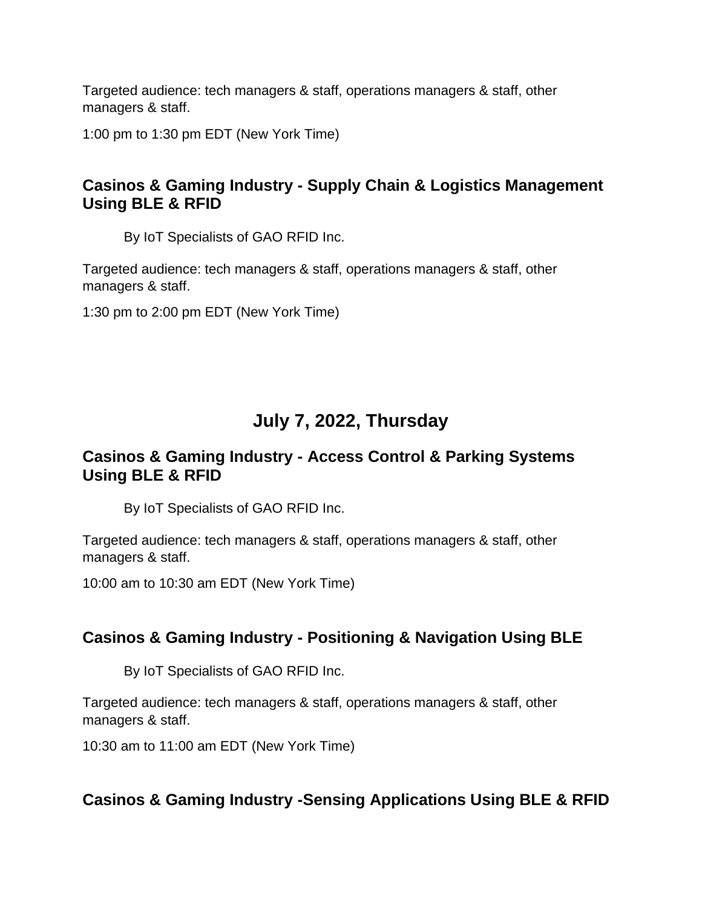Targeted audience: tech managers & staff, operations managers & staff, other managers & staff.

1:00 pm to 1:30 pm EDT (New York Time)

### Casinos & Gaming Industry - Supply Chain & Logistics Management Using BLE & RFID

By IoT Specialists of GAO RFID Inc.

Targeted audience: tech managers & staff, operations managers & staff, other managers & staff.

1:30 pm to 2:00 pm EDT (New York Time)

## July 7, 2022, Thursday

### Casinos & Gaming Industry - Access Control & Parking Systems Using BLE & RFID

By IoT Specialists of GAO RFID Inc.

Targeted audience: tech managers & staff, operations managers & staff, other managers & staff.

10:00 am to 10:30 am EDT (New York Time)

### Casinos & Gaming Industry - Positioning & Navigation Using BLE

By IoT Specialists of GAO RFID Inc.

Targeted audience: tech managers & staff, operations managers & staff, other managers & staff.

10:30 am to 11:00 am EDT (New York Time)

### Casinos & Gaming Industry -Sensing Applications Using BLE & RFID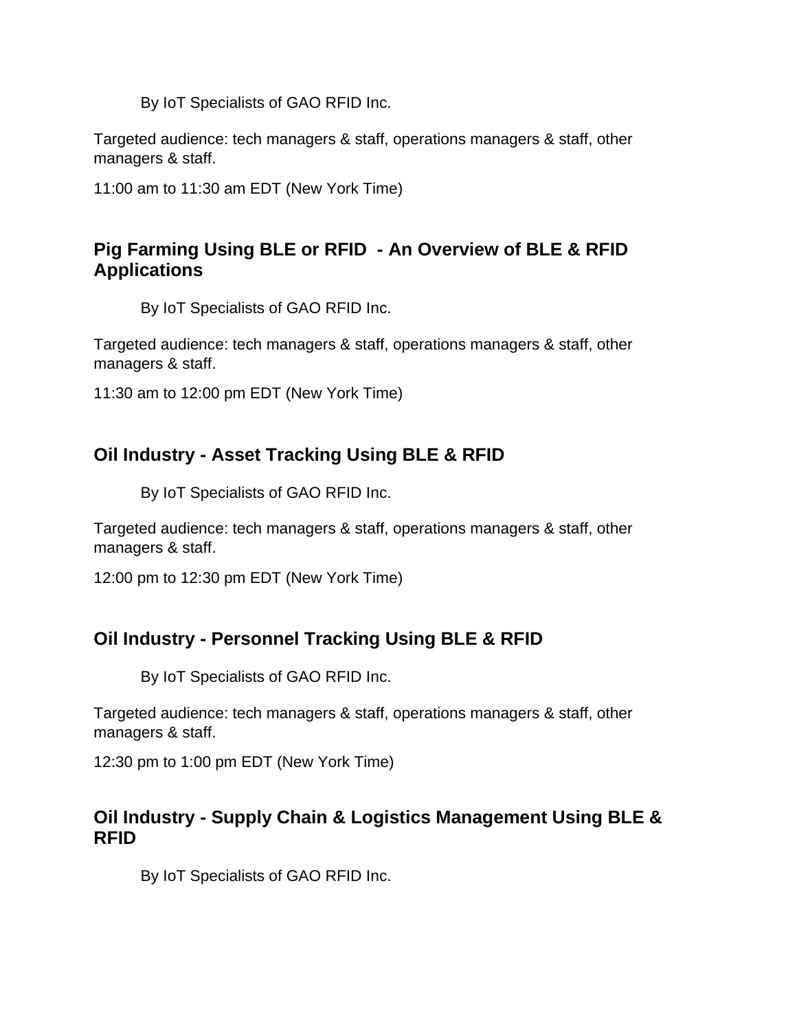By IoT Specialists of GAO RFID Inc.

Targeted audience: tech managers & staff, operations managers & staff, other managers & staff.

11:00 am to 11:30 am EDT (New York Time)

## Pig Farming Using BLE or RFID - An Overview of BLE & RFID Applications

By IoT Specialists of GAO RFID Inc.

Targeted audience: tech managers & staff, operations managers & staff, other managers & staff.

11:30 am to 12:00 pm EDT (New York Time)

## Oil Industry - Asset Tracking Using BLE & RFID

By IoT Specialists of GAO RFID Inc.

Targeted audience: tech managers & staff, operations managers & staff, other managers & staff.

12:00 pm to 12:30 pm EDT (New York Time)

## Oil Industry - Personnel Tracking Using BLE & RFID

By IoT Specialists of GAO RFID Inc.

Targeted audience: tech managers & staff, operations managers & staff, other managers & staff.

12:30 pm to 1:00 pm EDT (New York Time)

## Oil Industry - Supply Chain & Logistics Management Using BLE & RFID

By IoT Specialists of GAO RFID Inc.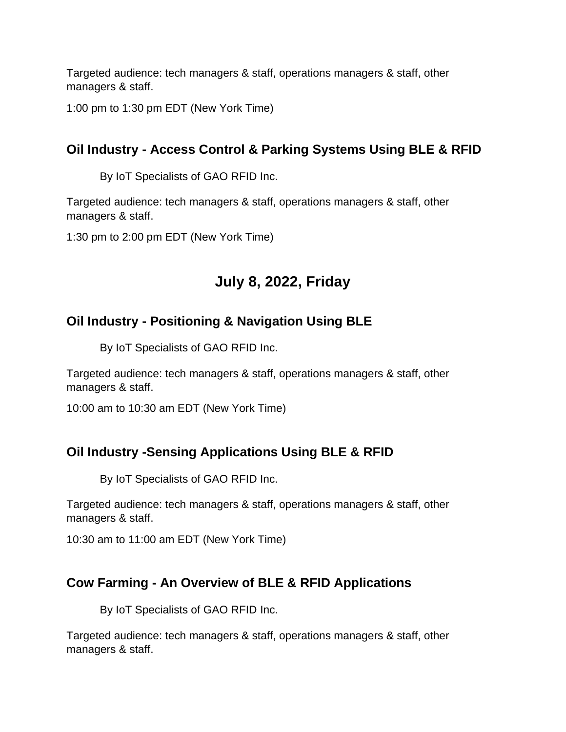Targeted audience: tech managers & staff, operations managers & staff, other managers & staff.

1:00 pm to 1:30 pm EDT (New York Time)

### Oil Industry - Access Control & Parking Systems Using BLE & RFID

By IoT Specialists of GAO RFID Inc.

Targeted audience: tech managers & staff, operations managers & staff, other managers & staff.

1:30 pm to 2:00 pm EDT (New York Time)

## July 8, 2022, Friday

### Oil Industry - Positioning & Navigation Using BLE

By IoT Specialists of GAO RFID Inc.

Targeted audience: tech managers & staff, operations managers & staff, other managers & staff.

10:00 am to 10:30 am EDT (New York Time)

### Oil Industry -Sensing Applications Using BLE & RFID

By IoT Specialists of GAO RFID Inc.

Targeted audience: tech managers & staff, operations managers & staff, other managers & staff.

10:30 am to 11:00 am EDT (New York Time)

### Cow Farming - An Overview of BLE & RFID Applications

By IoT Specialists of GAO RFID Inc.

Targeted audience: tech managers & staff, operations managers & staff, other managers & staff.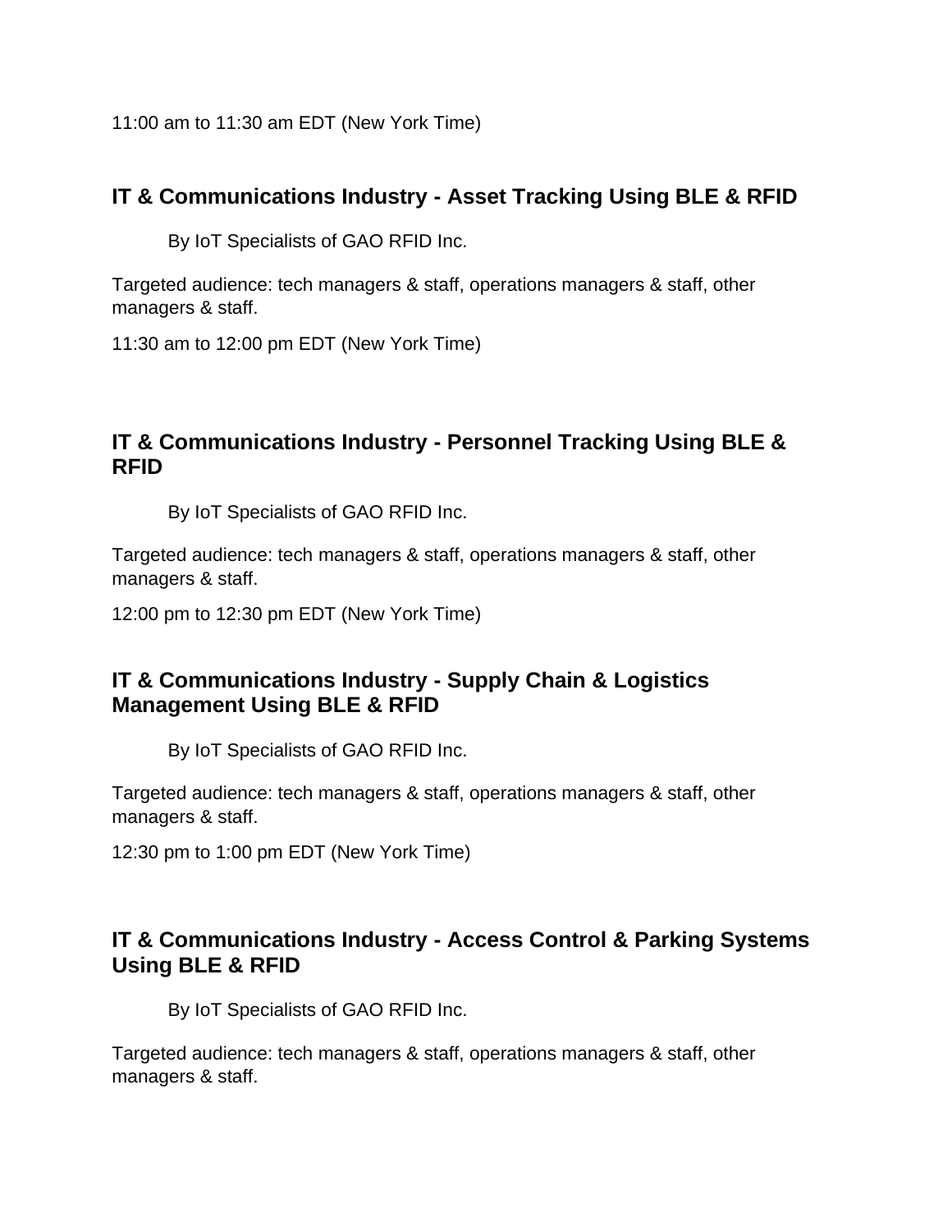11:00 am to 11:30 am EDT (New York Time)

### IT & Communications Industry - Asset Tracking Using BLE & RFID

By IoT Specialists of GAO RFID Inc.

Targeted audience: tech managers & staff, operations managers & staff, other managers & staff.

11:30 am to 12:00 pm EDT (New York Time)

### IT & Communications Industry - Personnel Tracking Using BLE & RFID

By IoT Specialists of GAO RFID Inc.

Targeted audience: tech managers & staff, operations managers & staff, other managers & staff.

12:00 pm to 12:30 pm EDT (New York Time)

### IT & Communications Industry - Supply Chain & Logistics Management Using BLE & RFID

By IoT Specialists of GAO RFID Inc.

Targeted audience: tech managers & staff, operations managers & staff, other managers & staff.

12:30 pm to 1:00 pm EDT (New York Time)

### IT & Communications Industry - Access Control & Parking Systems Using BLE & RFID

By IoT Specialists of GAO RFID Inc.

Targeted audience: tech managers & staff, operations managers & staff, other managers & staff.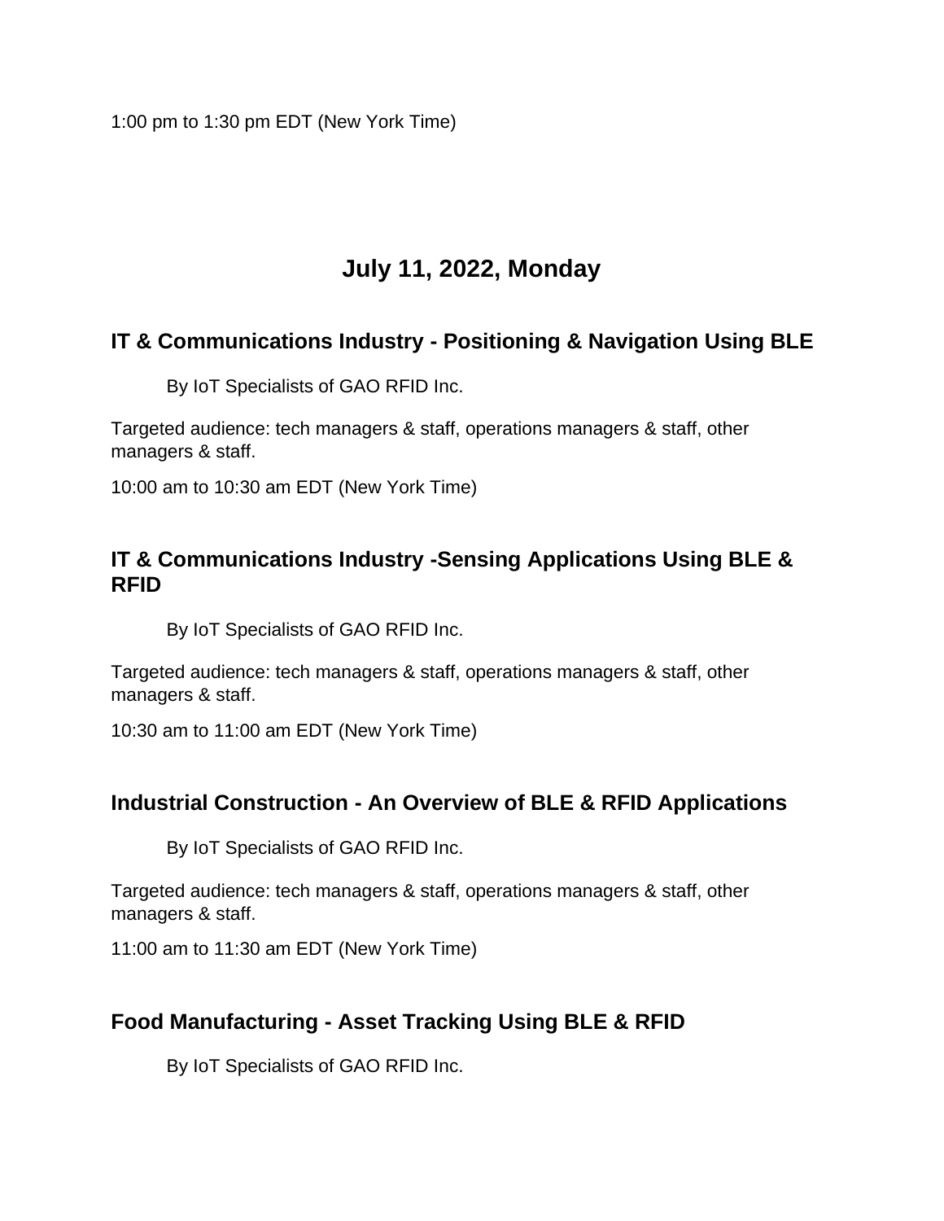1:00 pm to 1:30 pm EDT (New York Time)

## July 11, 2022, Monday

### IT & Communications Industry - Positioning & Navigation Using BLE

By IoT Specialists of GAO RFID Inc.

Targeted audience: tech managers & staff, operations managers & staff, other managers & staff.

10:00 am to 10:30 am EDT (New York Time)

### IT & Communications Industry -Sensing Applications Using BLE & RFID

By IoT Specialists of GAO RFID Inc.

Targeted audience: tech managers & staff, operations managers & staff, other managers & staff.

10:30 am to 11:00 am EDT (New York Time)

### Industrial Construction - An Overview of BLE & RFID Applications

By IoT Specialists of GAO RFID Inc.

Targeted audience: tech managers & staff, operations managers & staff, other managers & staff.

11:00 am to 11:30 am EDT (New York Time)

### Food Manufacturing - Asset Tracking Using BLE & RFID

By IoT Specialists of GAO RFID Inc.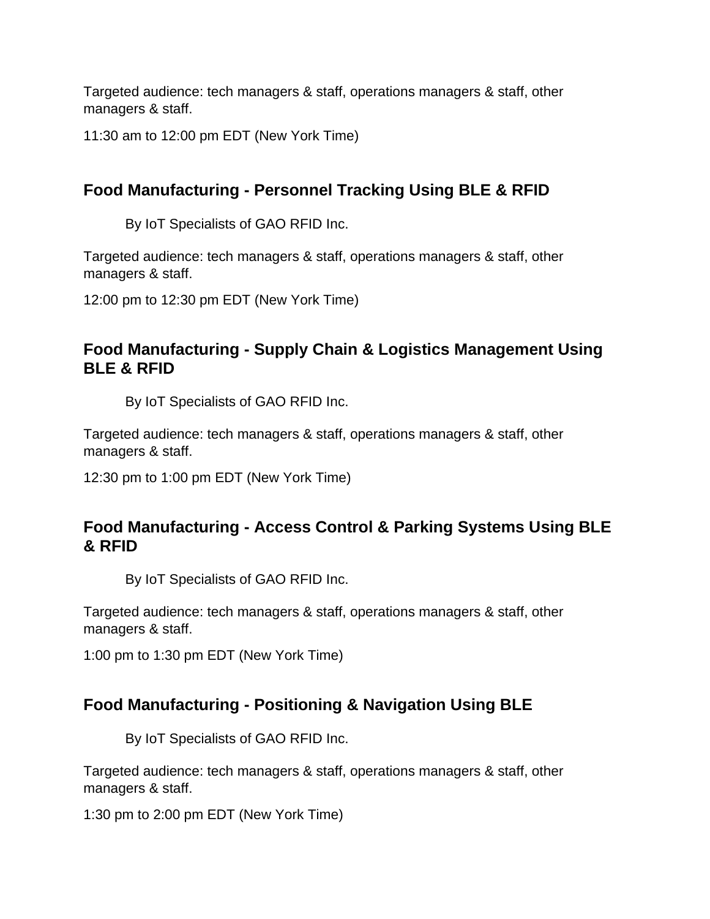Targeted audience: tech managers & staff, operations managers & staff, other managers & staff.

11:30 am to 12:00 pm EDT (New York Time)

### Food Manufacturing - Personnel Tracking Using BLE & RFID

By IoT Specialists of GAO RFID Inc.

Targeted audience: tech managers & staff, operations managers & staff, other managers & staff.

12:00 pm to 12:30 pm EDT (New York Time)

### Food Manufacturing - Supply Chain & Logistics Management Using BLE & RFID

By IoT Specialists of GAO RFID Inc.

Targeted audience: tech managers & staff, operations managers & staff, other managers & staff.

12:30 pm to 1:00 pm EDT (New York Time)

### Food Manufacturing - Access Control & Parking Systems Using BLE & RFID

By IoT Specialists of GAO RFID Inc.

Targeted audience: tech managers & staff, operations managers & staff, other managers & staff.

1:00 pm to 1:30 pm EDT (New York Time)

### Food Manufacturing - Positioning & Navigation Using BLE

By IoT Specialists of GAO RFID Inc.

Targeted audience: tech managers & staff, operations managers & staff, other managers & staff.

1:30 pm to 2:00 pm EDT (New York Time)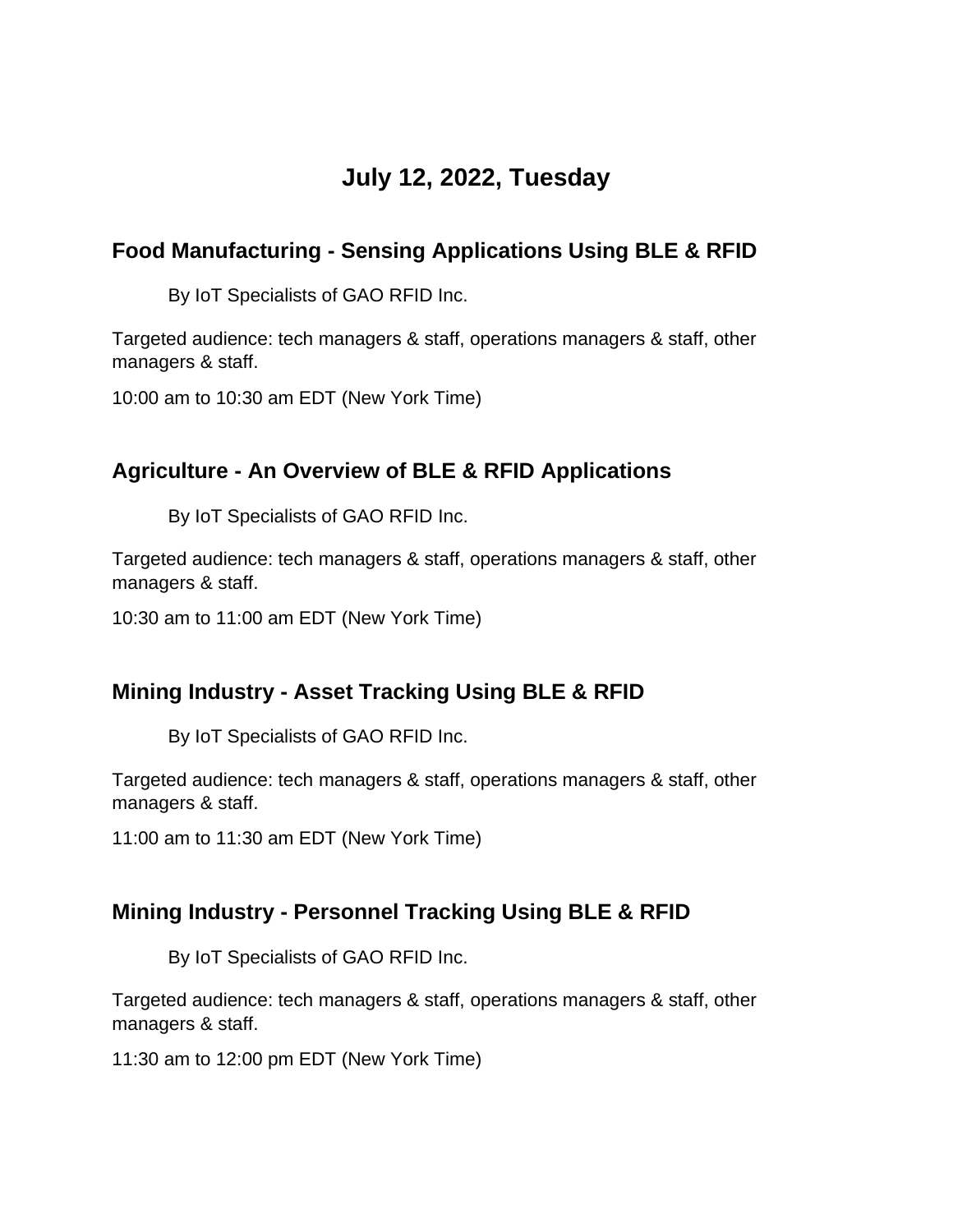# July 12, 2022, Tuesday

## Food Manufacturing - Sensing Applications Using BLE & RFID

By IoT Specialists of GAO RFID Inc.

Targeted audience: tech managers & staff, operations managers & staff, other managers & staff.

10:00 am to 10:30 am EDT (New York Time)

## Agriculture - An Overview of BLE & RFID Applications

By IoT Specialists of GAO RFID Inc.

Targeted audience: tech managers & staff, operations managers & staff, other managers & staff.

10:30 am to 11:00 am EDT (New York Time)

## Mining Industry - Asset Tracking Using BLE & RFID

By IoT Specialists of GAO RFID Inc.

Targeted audience: tech managers & staff, operations managers & staff, other managers & staff.

11:00 am to 11:30 am EDT (New York Time)

## Mining Industry - Personnel Tracking Using BLE & RFID

By IoT Specialists of GAO RFID Inc.

Targeted audience: tech managers & staff, operations managers & staff, other managers & staff.

11:30 am to 12:00 pm EDT (New York Time)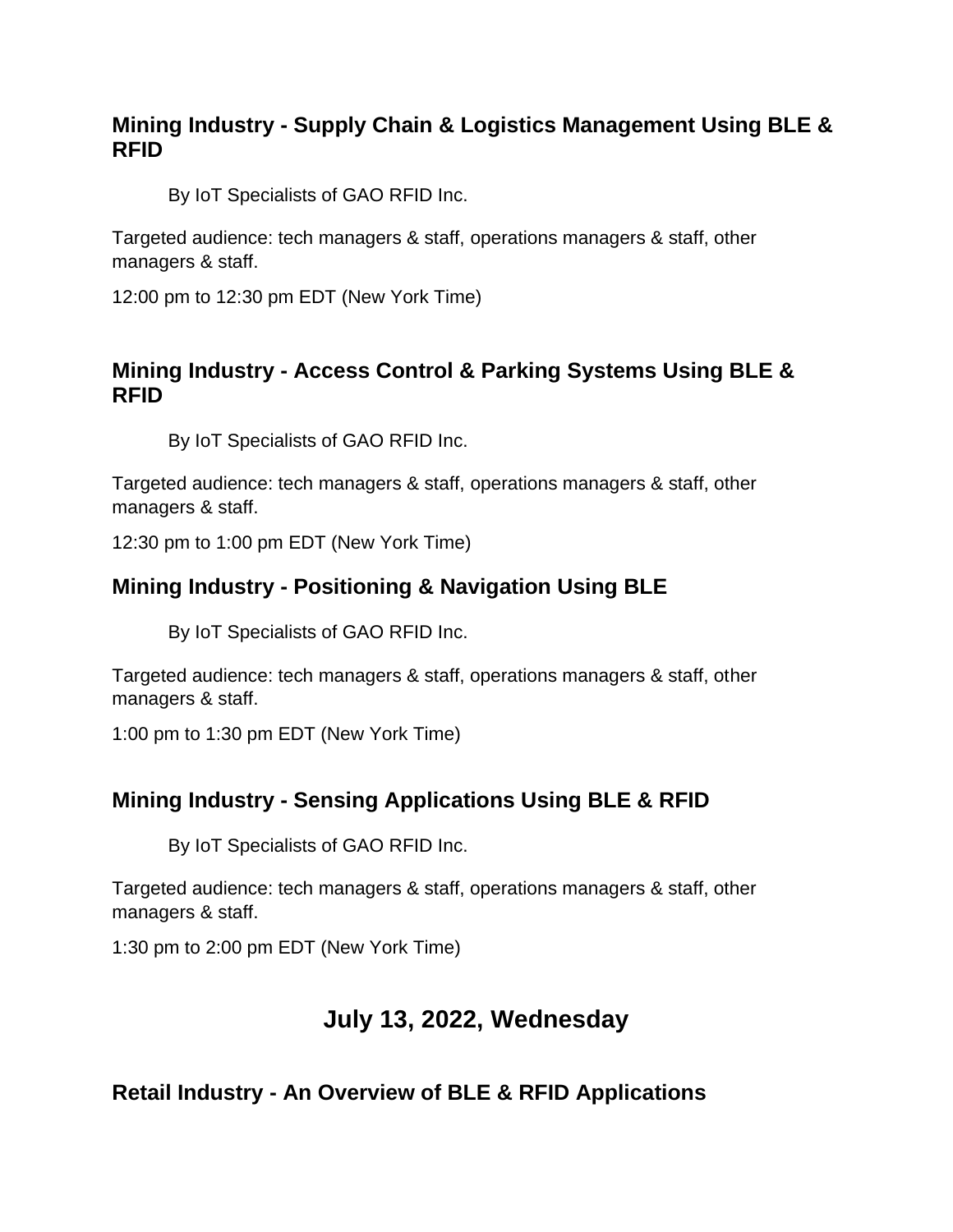### Mining Industry - Supply Chain & Logistics Management Using BLE & RFID

By IoT Specialists of GAO RFID Inc.

Targeted audience: tech managers & staff, operations managers & staff, other managers & staff.

12:00 pm to 12:30 pm EDT (New York Time)

### Mining Industry - Access Control & Parking Systems Using BLE & RFID

By IoT Specialists of GAO RFID Inc.

Targeted audience: tech managers & staff, operations managers & staff, other managers & staff.

12:30 pm to 1:00 pm EDT (New York Time)

### Mining Industry - Positioning & Navigation Using BLE

By IoT Specialists of GAO RFID Inc.

Targeted audience: tech managers & staff, operations managers & staff, other managers & staff.

1:00 pm to 1:30 pm EDT (New York Time)

### Mining Industry - Sensing Applications Using BLE & RFID

By IoT Specialists of GAO RFID Inc.

Targeted audience: tech managers & staff, operations managers & staff, other managers & staff.

1:30 pm to 2:00 pm EDT (New York Time)

## July 13, 2022, Wednesday

### Retail Industry - An Overview of BLE & RFID Applications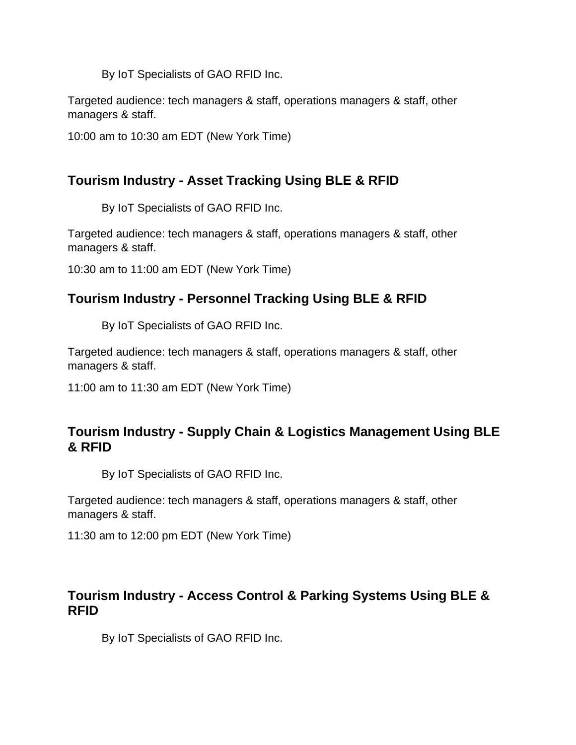By IoT Specialists of GAO RFID Inc.

Targeted audience: tech managers & staff, operations managers & staff, other managers & staff.

10:00 am to 10:30 am EDT (New York Time)

### Tourism Industry - Asset Tracking Using BLE & RFID

By IoT Specialists of GAO RFID Inc.

Targeted audience: tech managers & staff, operations managers & staff, other managers & staff.

10:30 am to 11:00 am EDT (New York Time)

### Tourism Industry - Personnel Tracking Using BLE & RFID

By IoT Specialists of GAO RFID Inc.

Targeted audience: tech managers & staff, operations managers & staff, other managers & staff.

11:00 am to 11:30 am EDT (New York Time)

### Tourism Industry - Supply Chain & Logistics Management Using BLE & RFID

By IoT Specialists of GAO RFID Inc.

Targeted audience: tech managers & staff, operations managers & staff, other managers & staff.

11:30 am to 12:00 pm EDT (New York Time)

### Tourism Industry - Access Control & Parking Systems Using BLE & RFID

By IoT Specialists of GAO RFID Inc.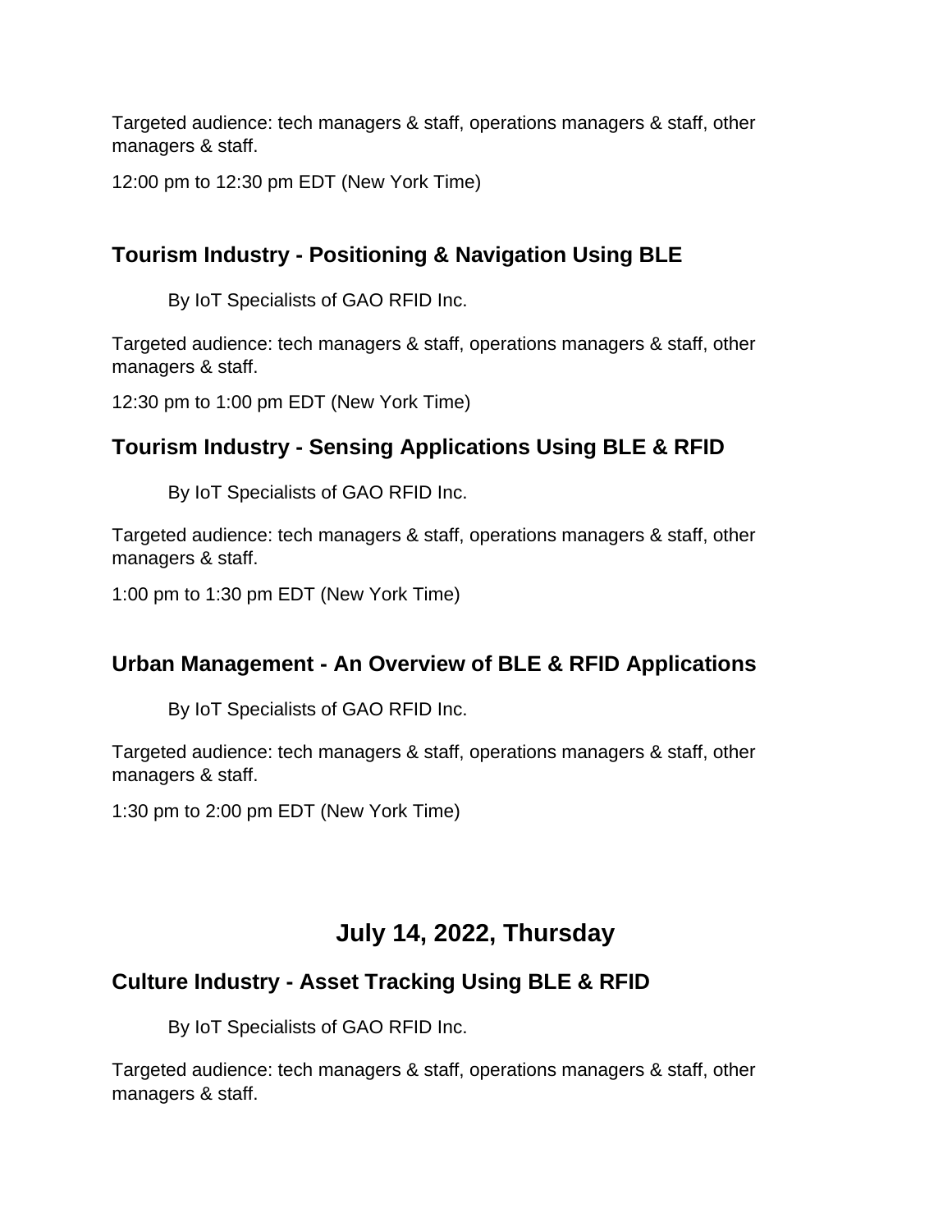Targeted audience: tech managers & staff, operations managers & staff, other managers & staff.

12:00 pm to 12:30 pm EDT (New York Time)

### Tourism Industry - Positioning & Navigation Using BLE

By IoT Specialists of GAO RFID Inc.

Targeted audience: tech managers & staff, operations managers & staff, other managers & staff.

12:30 pm to 1:00 pm EDT (New York Time)

### Tourism Industry - Sensing Applications Using BLE & RFID

By IoT Specialists of GAO RFID Inc.

Targeted audience: tech managers & staff, operations managers & staff, other managers & staff.

1:00 pm to 1:30 pm EDT (New York Time)

### Urban Management - An Overview of BLE & RFID Applications

By IoT Specialists of GAO RFID Inc.

Targeted audience: tech managers & staff, operations managers & staff, other managers & staff.

1:30 pm to 2:00 pm EDT (New York Time)

## July 14, 2022, Thursday

### Culture Industry - Asset Tracking Using BLE & RFID

By IoT Specialists of GAO RFID Inc.

Targeted audience: tech managers & staff, operations managers & staff, other managers & staff.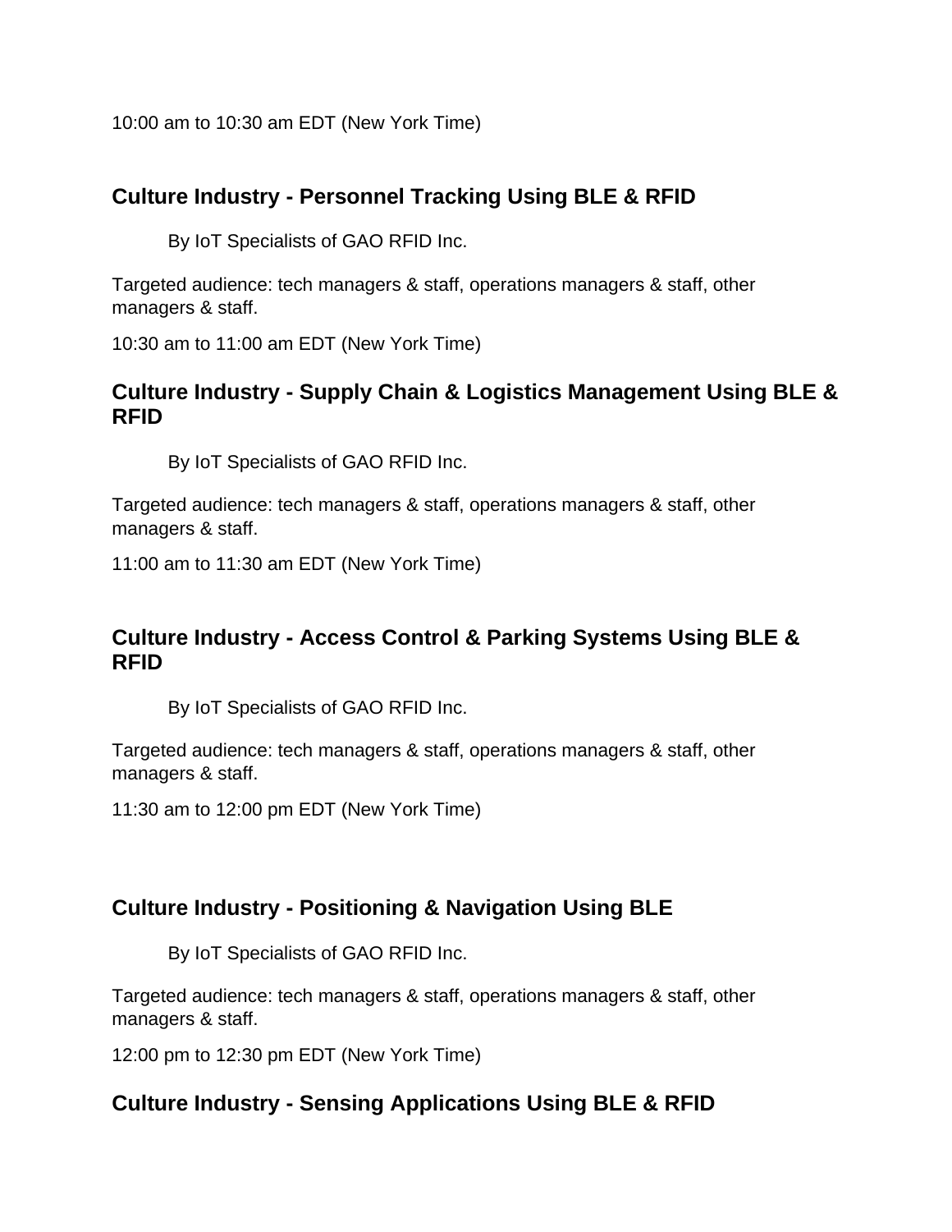10:00 am to 10:30 am EDT (New York Time)

## Culture Industry - Personnel Tracking Using BLE & RFID

By IoT Specialists of GAO RFID Inc.

Targeted audience: tech managers & staff, operations managers & staff, other managers & staff.

10:30 am to 11:00 am EDT (New York Time)

## Culture Industry - Supply Chain & Logistics Management Using BLE & RFID

By IoT Specialists of GAO RFID Inc.

Targeted audience: tech managers & staff, operations managers & staff, other managers & staff.

11:00 am to 11:30 am EDT (New York Time)

## Culture Industry - Access Control & Parking Systems Using BLE & RFID

By IoT Specialists of GAO RFID Inc.

Targeted audience: tech managers & staff, operations managers & staff, other managers & staff.

11:30 am to 12:00 pm EDT (New York Time)

## Culture Industry - Positioning & Navigation Using BLE

By IoT Specialists of GAO RFID Inc.

Targeted audience: tech managers & staff, operations managers & staff, other managers & staff.

12:00 pm to 12:30 pm EDT (New York Time)

## Culture Industry - Sensing Applications Using BLE & RFID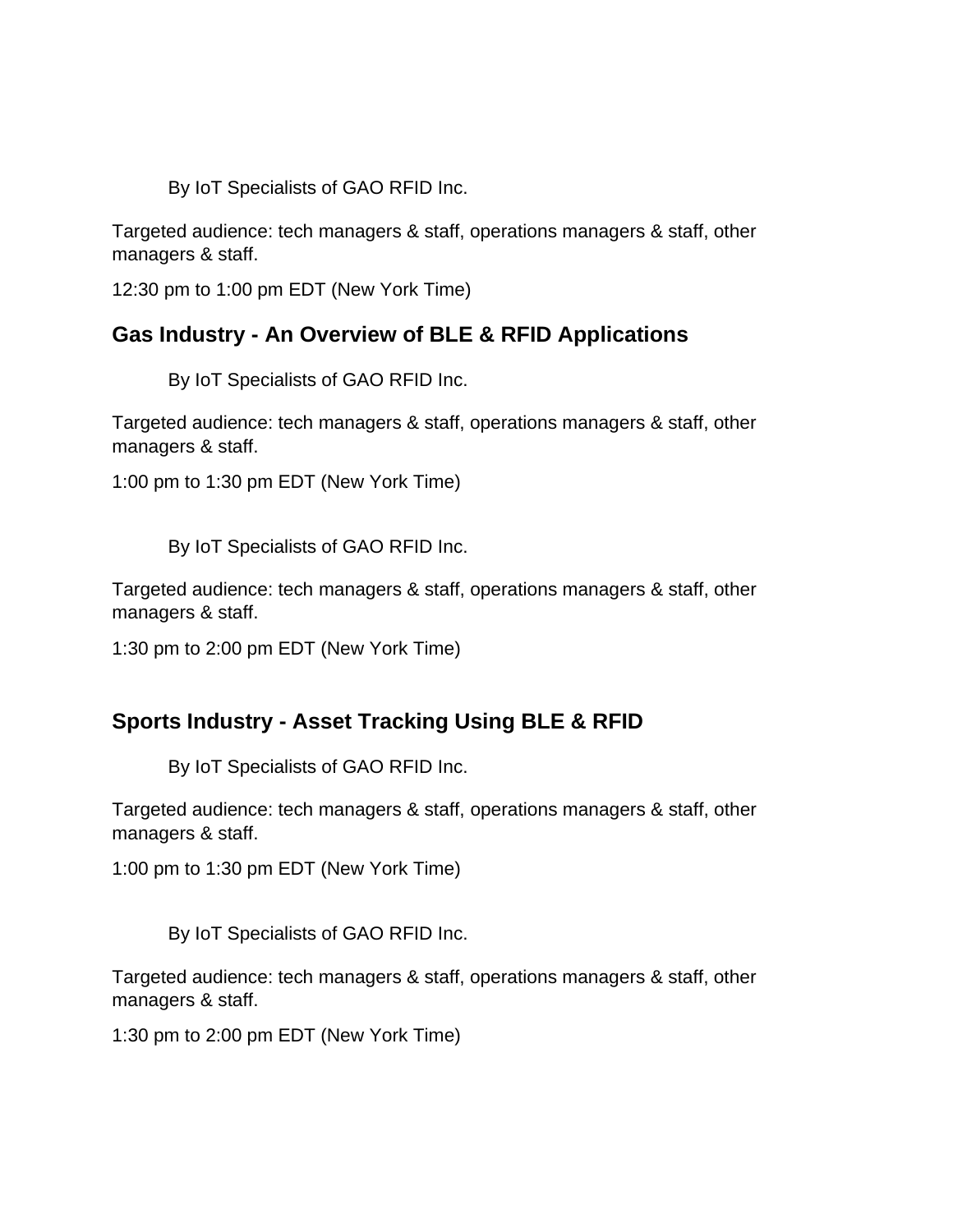By IoT Specialists of GAO RFID Inc.

Targeted audience: tech managers & staff, operations managers & staff, other managers & staff.

12:30 pm to 1:00 pm EDT (New York Time)

## Gas Industry - An Overview of BLE & RFID Applications

By IoT Specialists of GAO RFID Inc.

Targeted audience: tech managers & staff, operations managers & staff, other managers & staff.

1:00 pm to 1:30 pm EDT (New York Time)

By IoT Specialists of GAO RFID Inc.

Targeted audience: tech managers & staff, operations managers & staff, other managers & staff.

1:30 pm to 2:00 pm EDT (New York Time)

## Sports Industry - Asset Tracking Using BLE & RFID

By IoT Specialists of GAO RFID Inc.

Targeted audience: tech managers & staff, operations managers & staff, other managers & staff.

1:00 pm to 1:30 pm EDT (New York Time)

By IoT Specialists of GAO RFID Inc.

Targeted audience: tech managers & staff, operations managers & staff, other managers & staff.

1:30 pm to 2:00 pm EDT (New York Time)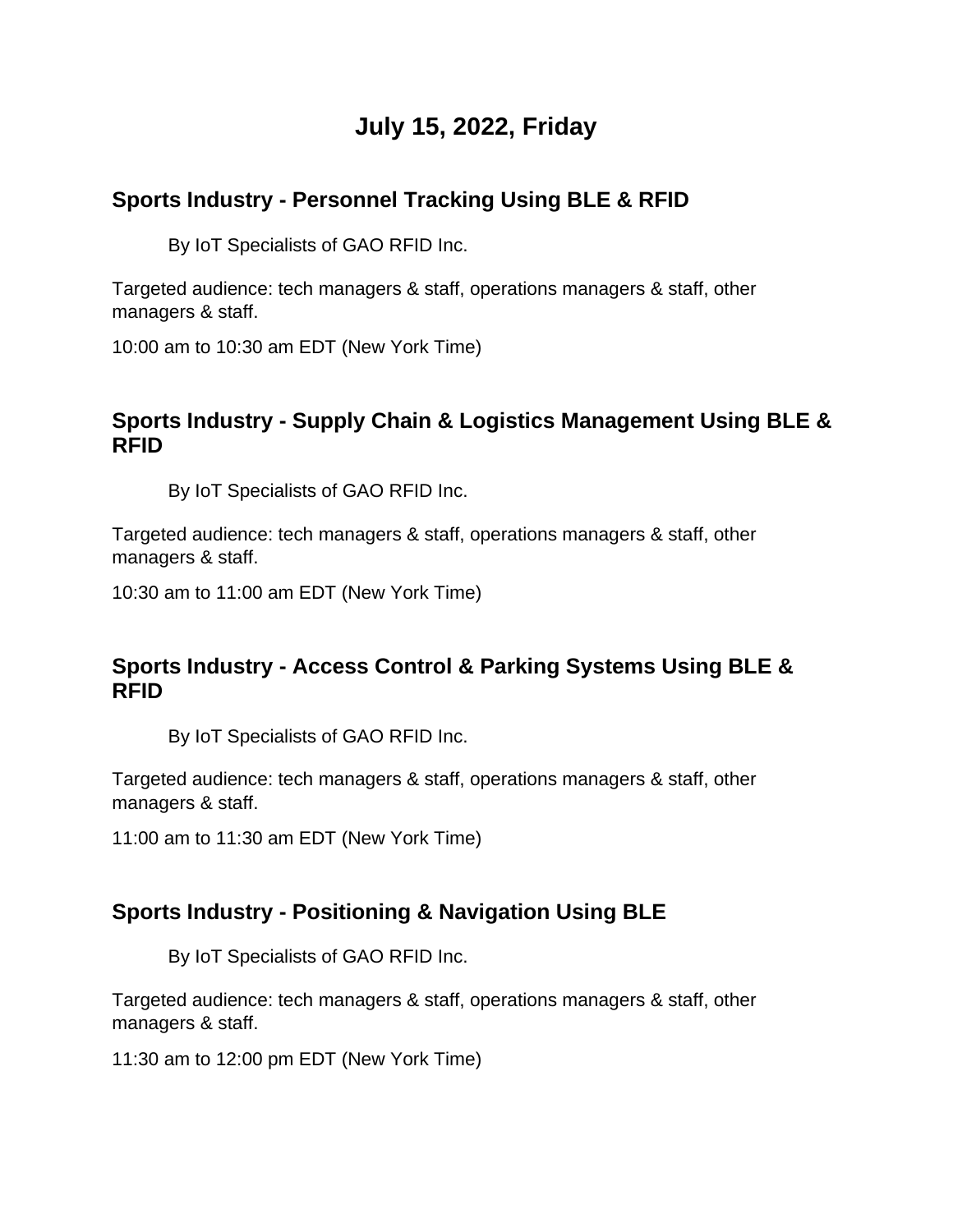# July 15, 2022, Friday

## Sports Industry - Personnel Tracking Using BLE & RFID

By IoT Specialists of GAO RFID Inc.

Targeted audience: tech managers & staff, operations managers & staff, other managers & staff.

10:00 am to 10:30 am EDT (New York Time)

## Sports Industry - Supply Chain & Logistics Management Using BLE & RFID

By IoT Specialists of GAO RFID Inc.

Targeted audience: tech managers & staff, operations managers & staff, other managers & staff.

10:30 am to 11:00 am EDT (New York Time)

## Sports Industry - Access Control & Parking Systems Using BLE & RFID

By IoT Specialists of GAO RFID Inc.

Targeted audience: tech managers & staff, operations managers & staff, other managers & staff.

11:00 am to 11:30 am EDT (New York Time)

## Sports Industry - Positioning & Navigation Using BLE

By IoT Specialists of GAO RFID Inc.

Targeted audience: tech managers & staff, operations managers & staff, other managers & staff.

11:30 am to 12:00 pm EDT (New York Time)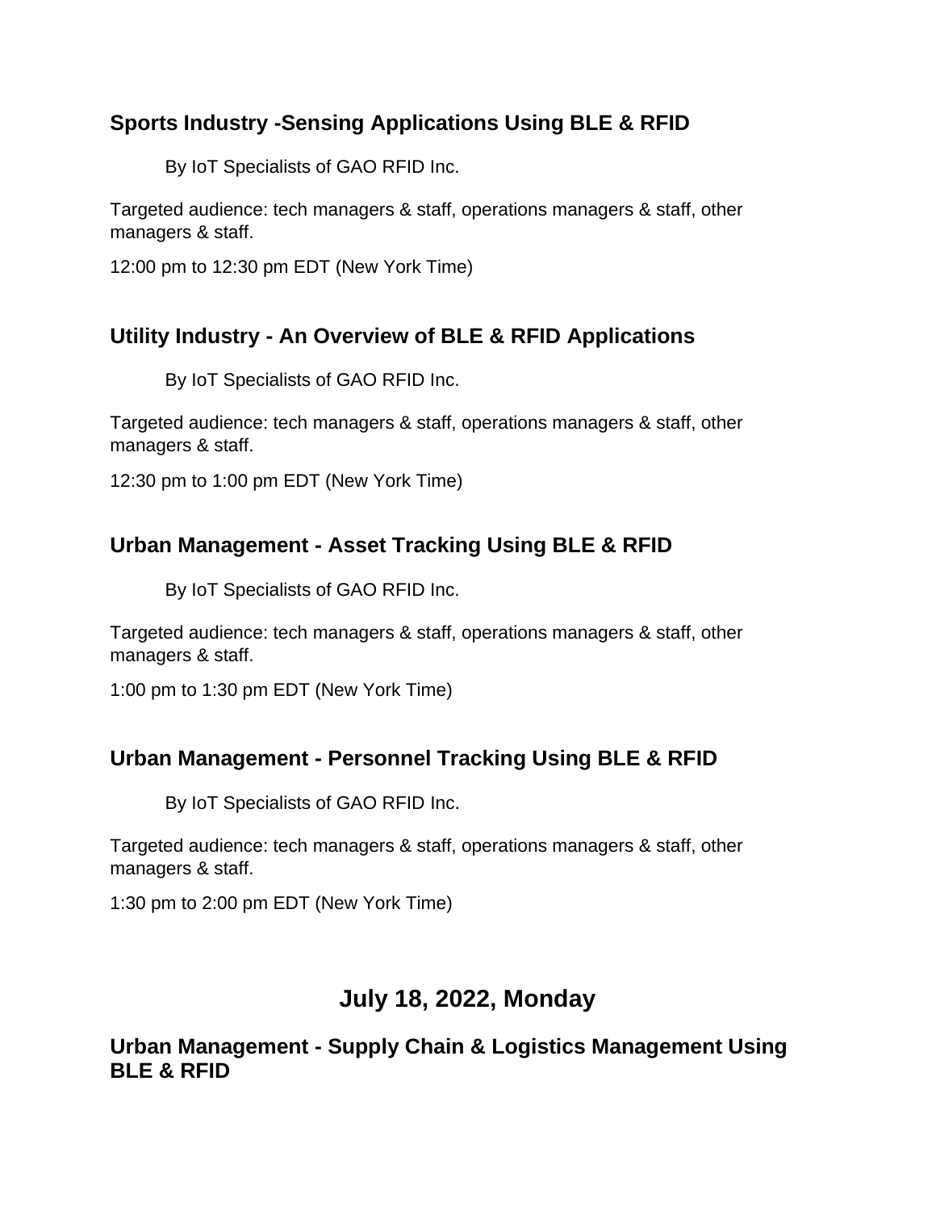### Sports Industry -Sensing Applications Using BLE & RFID

By IoT Specialists of GAO RFID Inc.

Targeted audience: tech managers & staff, operations managers & staff, other managers & staff.

12:00 pm to 12:30 pm EDT (New York Time)

### Utility Industry - An Overview of BLE & RFID Applications

By IoT Specialists of GAO RFID Inc.

Targeted audience: tech managers & staff, operations managers & staff, other managers & staff.

12:30 pm to 1:00 pm EDT (New York Time)

### Urban Management - Asset Tracking Using BLE & RFID

By IoT Specialists of GAO RFID Inc.

Targeted audience: tech managers & staff, operations managers & staff, other managers & staff.

1:00 pm to 1:30 pm EDT (New York Time)

### Urban Management - Personnel Tracking Using BLE & RFID

By IoT Specialists of GAO RFID Inc.

Targeted audience: tech managers & staff, operations managers & staff, other managers & staff.

1:30 pm to 2:00 pm EDT (New York Time)

## July 18, 2022, Monday

### Urban Management - Supply Chain & Logistics Management Using BLE & RFID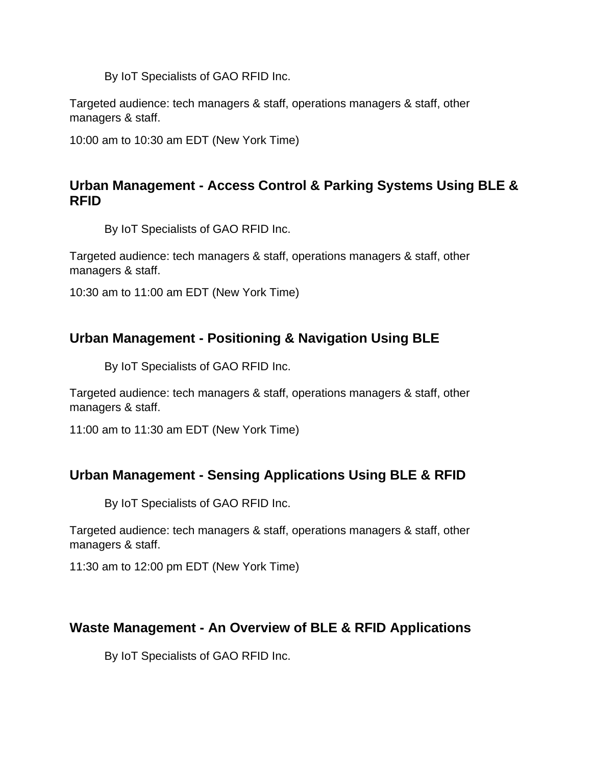By IoT Specialists of GAO RFID Inc.

Targeted audience: tech managers & staff, operations managers & staff, other managers & staff.

10:00 am to 10:30 am EDT (New York Time)

### Urban Management - Access Control & Parking Systems Using BLE & RFID

By IoT Specialists of GAO RFID Inc.

Targeted audience: tech managers & staff, operations managers & staff, other managers & staff.

10:30 am to 11:00 am EDT (New York Time)

### Urban Management - Positioning & Navigation Using BLE

By IoT Specialists of GAO RFID Inc.

Targeted audience: tech managers & staff, operations managers & staff, other managers & staff.

11:00 am to 11:30 am EDT (New York Time)

### Urban Management - Sensing Applications Using BLE & RFID

By IoT Specialists of GAO RFID Inc.

Targeted audience: tech managers & staff, operations managers & staff, other managers & staff.

11:30 am to 12:00 pm EDT (New York Time)

### Waste Management - An Overview of BLE & RFID Applications

By IoT Specialists of GAO RFID Inc.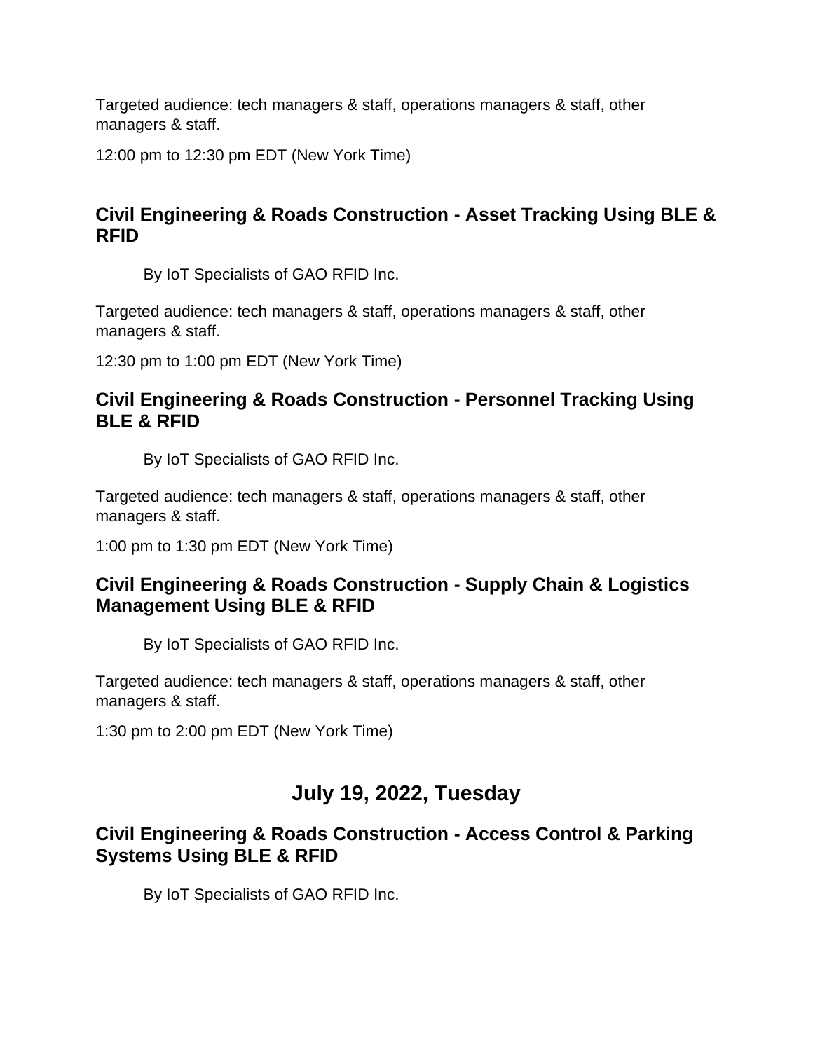Targeted audience: tech managers & staff, operations managers & staff, other managers & staff.

12:00 pm to 12:30 pm EDT (New York Time)

### Civil Engineering & Roads Construction - Asset Tracking Using BLE & RFID

By IoT Specialists of GAO RFID Inc.

Targeted audience: tech managers & staff, operations managers & staff, other managers & staff.

12:30 pm to 1:00 pm EDT (New York Time)

### Civil Engineering & Roads Construction - Personnel Tracking Using BLE & RFID

By IoT Specialists of GAO RFID Inc.

Targeted audience: tech managers & staff, operations managers & staff, other managers & staff.

1:00 pm to 1:30 pm EDT (New York Time)

### Civil Engineering & Roads Construction - Supply Chain & Logistics Management Using BLE & RFID

By IoT Specialists of GAO RFID Inc.

Targeted audience: tech managers & staff, operations managers & staff, other managers & staff.

1:30 pm to 2:00 pm EDT (New York Time)

## July 19, 2022, Tuesday

### Civil Engineering & Roads Construction - Access Control & Parking Systems Using BLE & RFID

By IoT Specialists of GAO RFID Inc.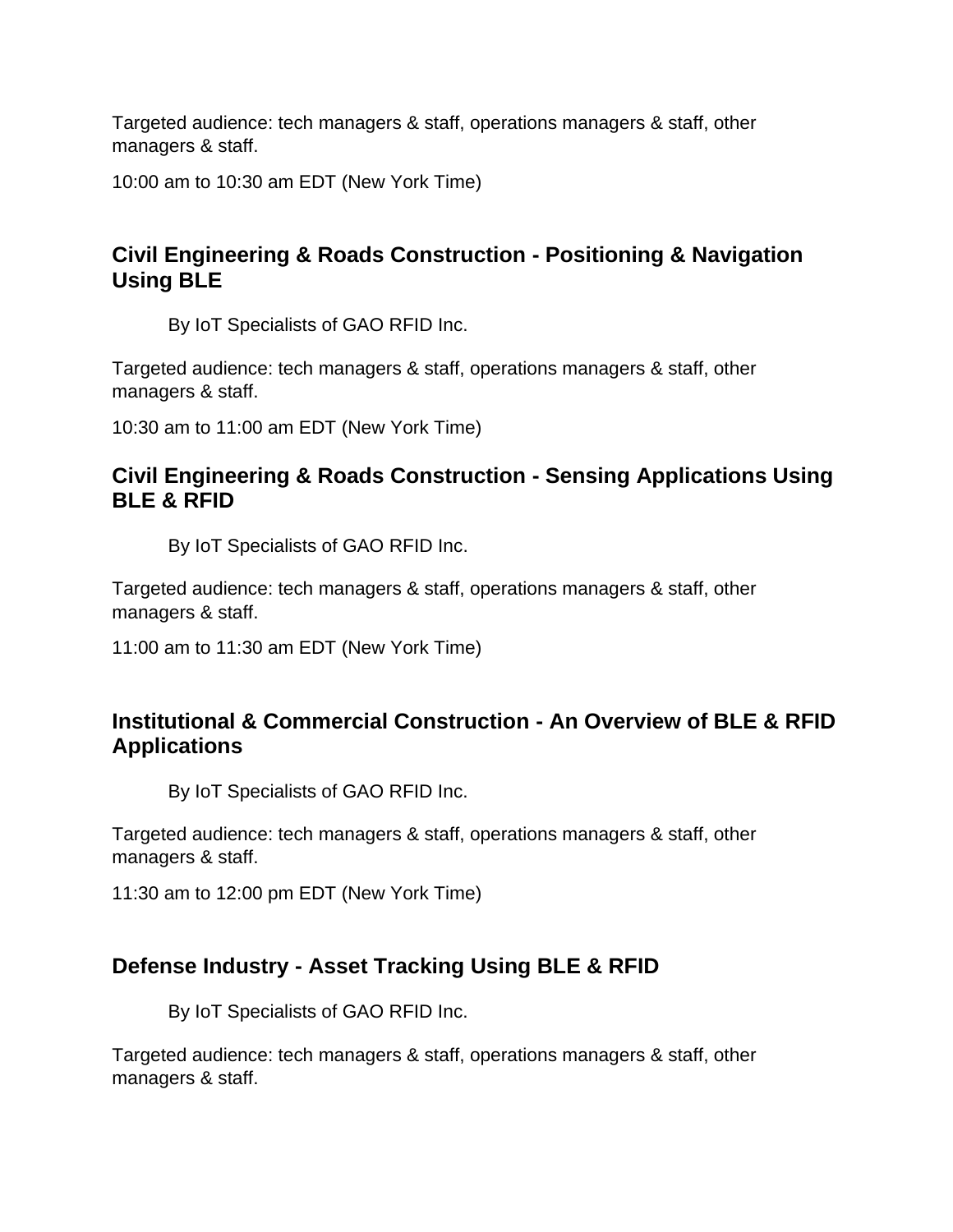Targeted audience: tech managers & staff, operations managers & staff, other managers & staff.

10:00 am to 10:30 am EDT (New York Time)

### Civil Engineering & Roads Construction - Positioning & Navigation Using BLE

By IoT Specialists of GAO RFID Inc.

Targeted audience: tech managers & staff, operations managers & staff, other managers & staff.

10:30 am to 11:00 am EDT (New York Time)

### Civil Engineering & Roads Construction - Sensing Applications Using BLE & RFID

By IoT Specialists of GAO RFID Inc.

Targeted audience: tech managers & staff, operations managers & staff, other managers & staff.

11:00 am to 11:30 am EDT (New York Time)

### Institutional & Commercial Construction - An Overview of BLE & RFID Applications

By IoT Specialists of GAO RFID Inc.

Targeted audience: tech managers & staff, operations managers & staff, other managers & staff.

11:30 am to 12:00 pm EDT (New York Time)

### Defense Industry - Asset Tracking Using BLE & RFID

By IoT Specialists of GAO RFID Inc.

Targeted audience: tech managers & staff, operations managers & staff, other managers & staff.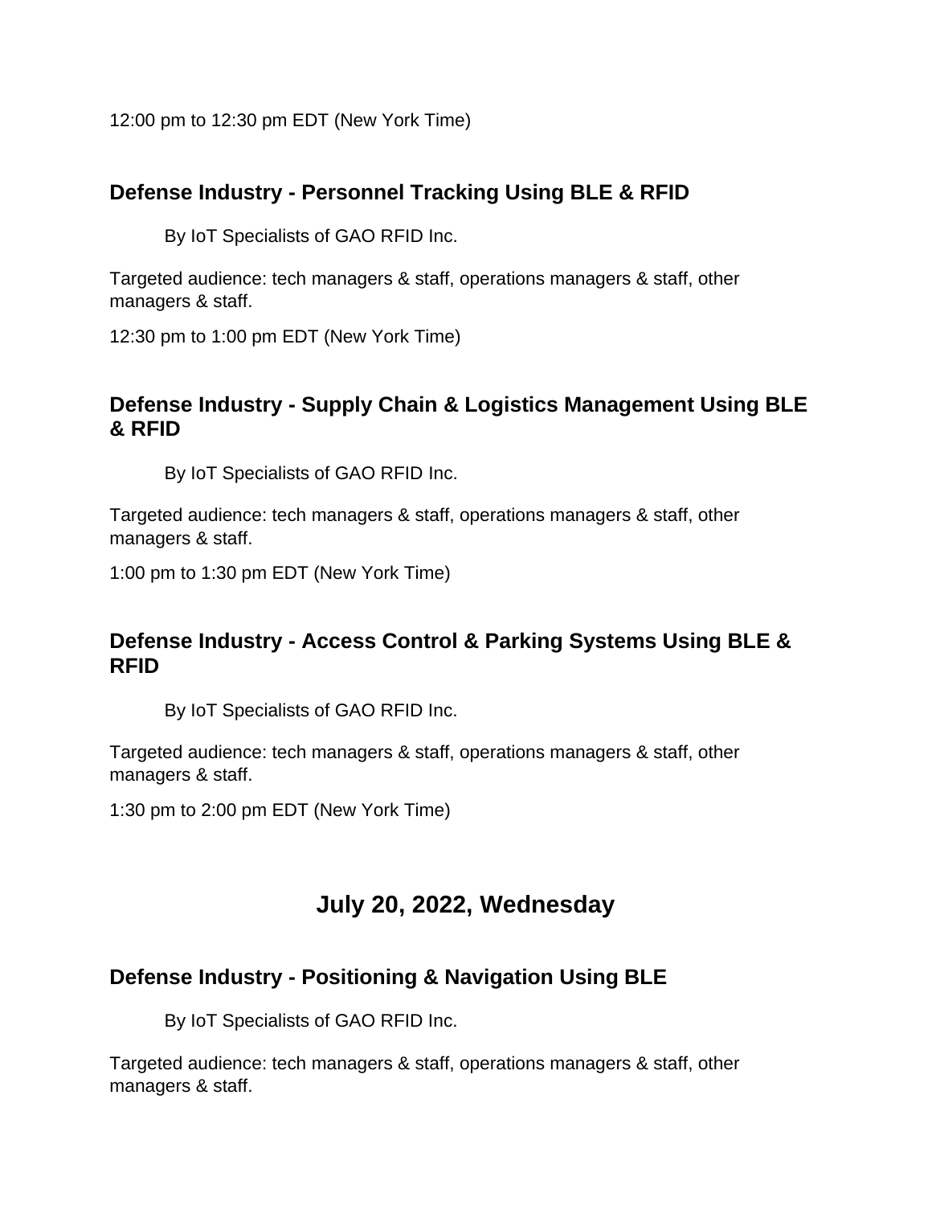12:00 pm to 12:30 pm EDT (New York Time)

### Defense Industry - Personnel Tracking Using BLE & RFID

By IoT Specialists of GAO RFID Inc.

Targeted audience: tech managers & staff, operations managers & staff, other managers & staff.

12:30 pm to 1:00 pm EDT (New York Time)

### Defense Industry - Supply Chain & Logistics Management Using BLE & RFID

By IoT Specialists of GAO RFID Inc.

Targeted audience: tech managers & staff, operations managers & staff, other managers & staff.

1:00 pm to 1:30 pm EDT (New York Time)

### Defense Industry - Access Control & Parking Systems Using BLE & RFID

By IoT Specialists of GAO RFID Inc.

Targeted audience: tech managers & staff, operations managers & staff, other managers & staff.

1:30 pm to 2:00 pm EDT (New York Time)

## July 20, 2022, Wednesday

### Defense Industry - Positioning & Navigation Using BLE

By IoT Specialists of GAO RFID Inc.

Targeted audience: tech managers & staff, operations managers & staff, other managers & staff.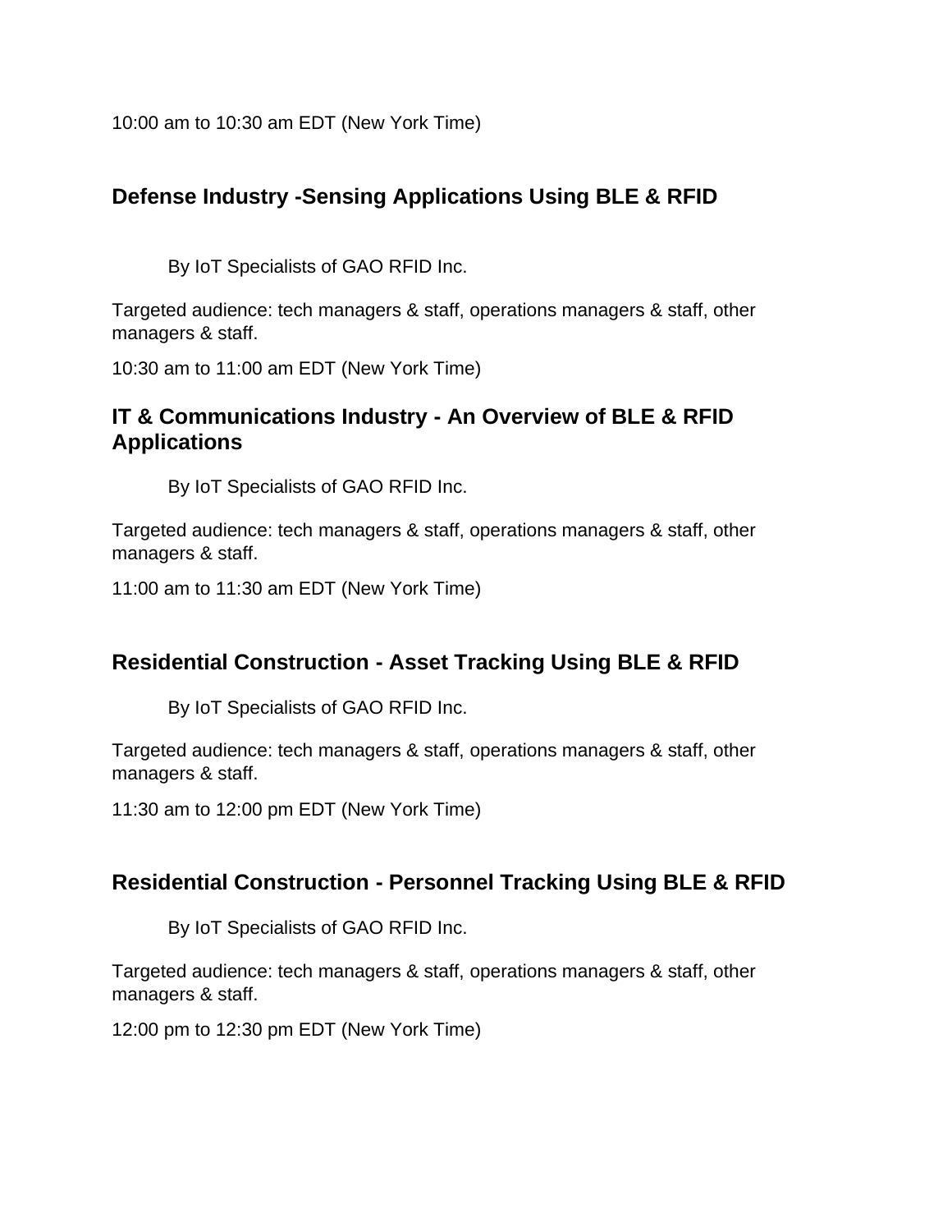10:00 am to 10:30 am EDT (New York Time)

## Defense Industry -Sensing Applications Using BLE & RFID

By IoT Specialists of GAO RFID Inc.

Targeted audience: tech managers & staff, operations managers & staff, other managers & staff.

10:30 am to 11:00 am EDT (New York Time)

## IT & Communications Industry - An Overview of BLE & RFID Applications

By IoT Specialists of GAO RFID Inc.

Targeted audience: tech managers & staff, operations managers & staff, other managers & staff.

11:00 am to 11:30 am EDT (New York Time)

## Residential Construction - Asset Tracking Using BLE & RFID

By IoT Specialists of GAO RFID Inc.

Targeted audience: tech managers & staff, operations managers & staff, other managers & staff.

11:30 am to 12:00 pm EDT (New York Time)

## Residential Construction - Personnel Tracking Using BLE & RFID

By IoT Specialists of GAO RFID Inc.

Targeted audience: tech managers & staff, operations managers & staff, other managers & staff.

12:00 pm to 12:30 pm EDT (New York Time)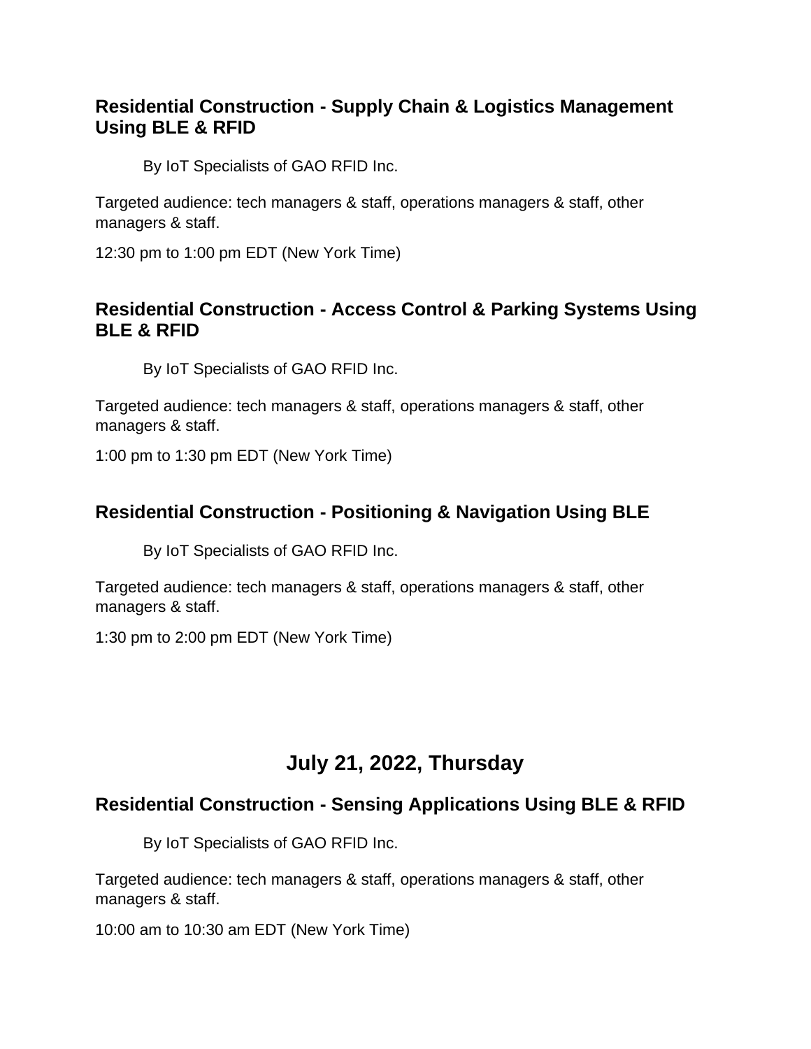### Residential Construction - Supply Chain & Logistics Management Using BLE & RFID

By IoT Specialists of GAO RFID Inc.

Targeted audience: tech managers & staff, operations managers & staff, other managers & staff.

12:30 pm to 1:00 pm EDT (New York Time)

### Residential Construction - Access Control & Parking Systems Using BLE & RFID

By IoT Specialists of GAO RFID Inc.

Targeted audience: tech managers & staff, operations managers & staff, other managers & staff.

1:00 pm to 1:30 pm EDT (New York Time)

### Residential Construction - Positioning & Navigation Using BLE

By IoT Specialists of GAO RFID Inc.

Targeted audience: tech managers & staff, operations managers & staff, other managers & staff.

1:30 pm to 2:00 pm EDT (New York Time)

## July 21, 2022, Thursday

### Residential Construction - Sensing Applications Using BLE & RFID

By IoT Specialists of GAO RFID Inc.

Targeted audience: tech managers & staff, operations managers & staff, other managers & staff.

10:00 am to 10:30 am EDT (New York Time)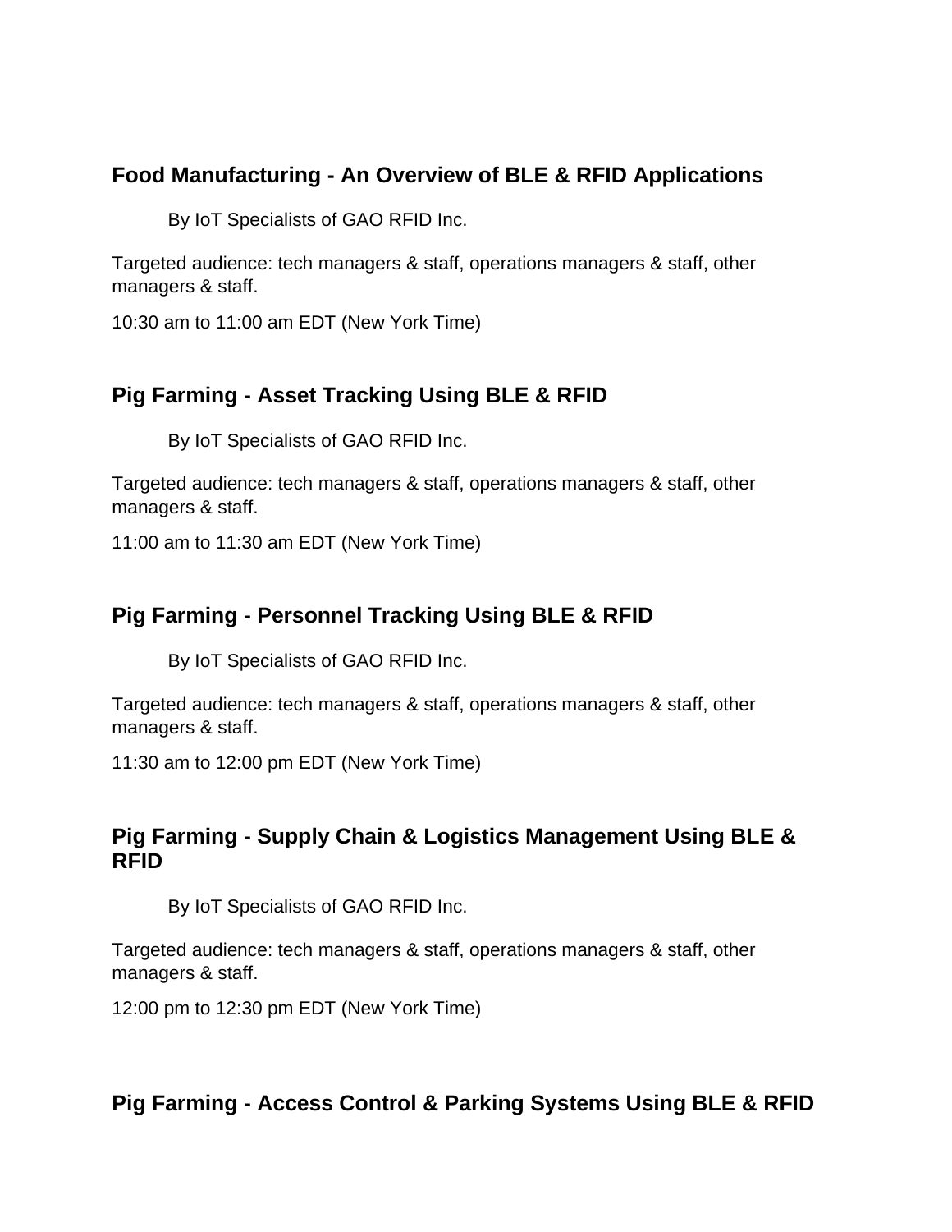### Food Manufacturing - An Overview of BLE & RFID Applications

By IoT Specialists of GAO RFID Inc.

Targeted audience: tech managers & staff, operations managers & staff, other managers & staff.

10:30 am to 11:00 am EDT (New York Time)

### Pig Farming - Asset Tracking Using BLE & RFID

By IoT Specialists of GAO RFID Inc.

Targeted audience: tech managers & staff, operations managers & staff, other managers & staff.

11:00 am to 11:30 am EDT (New York Time)

### Pig Farming - Personnel Tracking Using BLE & RFID

By IoT Specialists of GAO RFID Inc.

Targeted audience: tech managers & staff, operations managers & staff, other managers & staff.

11:30 am to 12:00 pm EDT (New York Time)

### Pig Farming - Supply Chain & Logistics Management Using BLE & RFID

By IoT Specialists of GAO RFID Inc.

Targeted audience: tech managers & staff, operations managers & staff, other managers & staff.

12:00 pm to 12:30 pm EDT (New York Time)

### Pig Farming - Access Control & Parking Systems Using BLE & RFID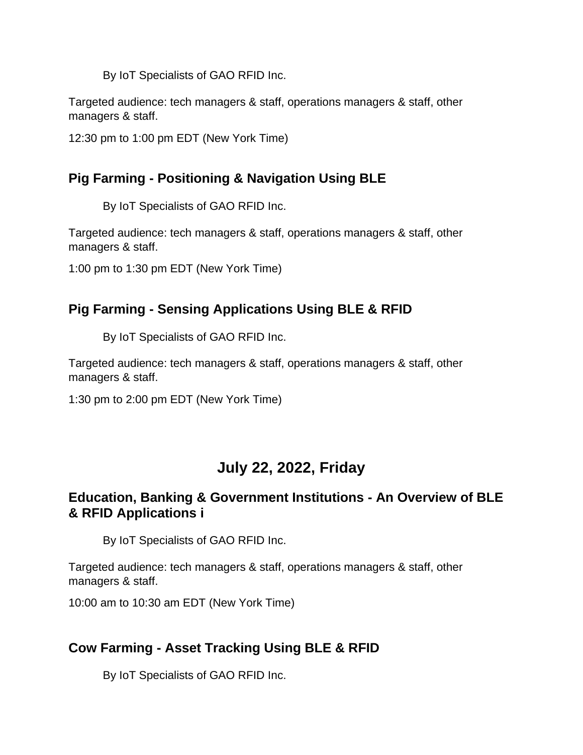By IoT Specialists of GAO RFID Inc.

Targeted audience: tech managers & staff, operations managers & staff, other managers & staff.

12:30 pm to 1:00 pm EDT (New York Time)

### Pig Farming - Positioning & Navigation Using BLE

By IoT Specialists of GAO RFID Inc.

Targeted audience: tech managers & staff, operations managers & staff, other managers & staff.

1:00 pm to 1:30 pm EDT (New York Time)

### Pig Farming - Sensing Applications Using BLE & RFID

By IoT Specialists of GAO RFID Inc.

Targeted audience: tech managers & staff, operations managers & staff, other managers & staff.

1:30 pm to 2:00 pm EDT (New York Time)

## July 22, 2022, Friday

### Education, Banking & Government Institutions - An Overview of BLE & RFID Applications i

By IoT Specialists of GAO RFID Inc.

Targeted audience: tech managers & staff, operations managers & staff, other managers & staff.

10:00 am to 10:30 am EDT (New York Time)

### Cow Farming - Asset Tracking Using BLE & RFID

By IoT Specialists of GAO RFID Inc.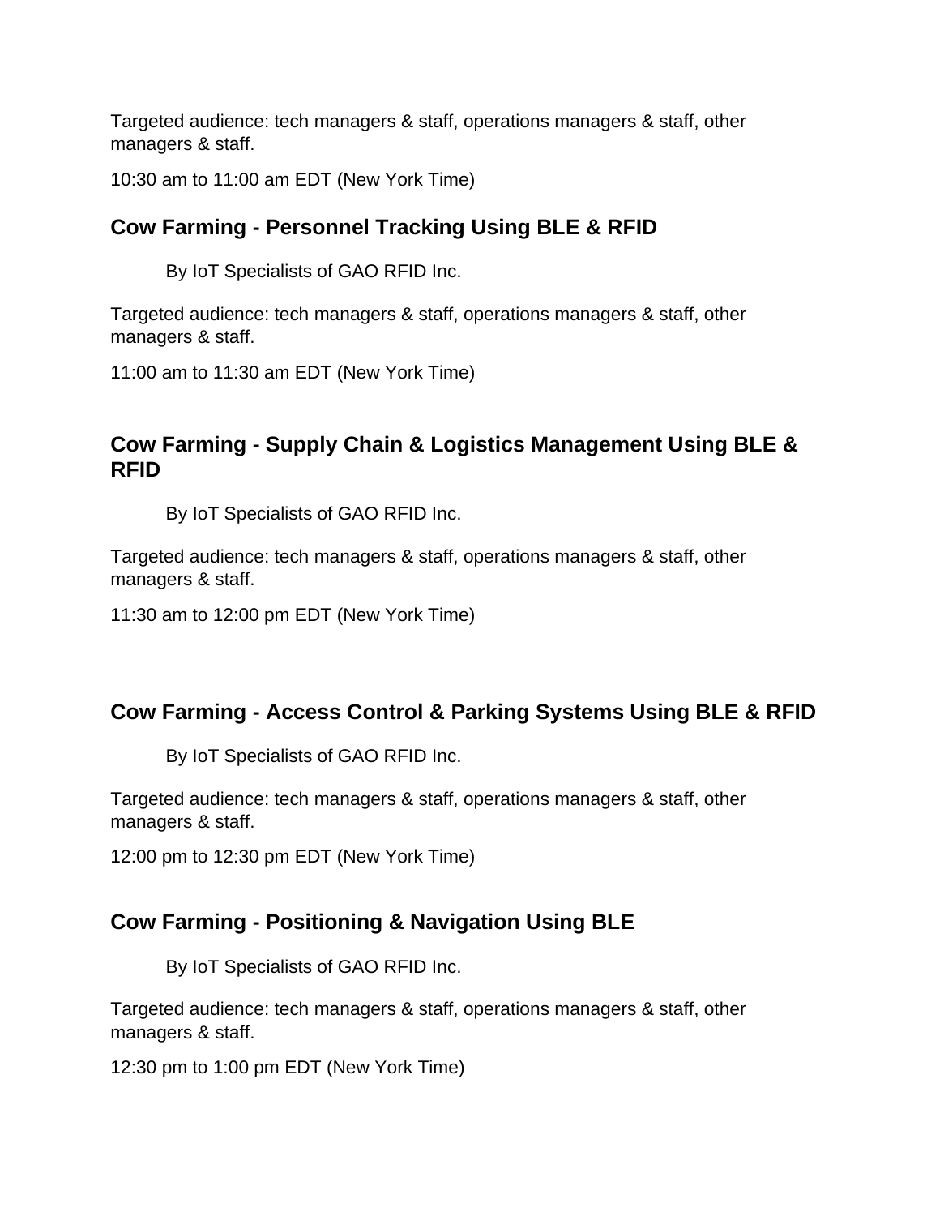Targeted audience: tech managers & staff, operations managers & staff, other managers & staff.

10:30 am to 11:00 am EDT (New York Time)

## Cow Farming - Personnel Tracking Using BLE & RFID

By IoT Specialists of GAO RFID Inc.

Targeted audience: tech managers & staff, operations managers & staff, other managers & staff.

11:00 am to 11:30 am EDT (New York Time)

## Cow Farming - Supply Chain & Logistics Management Using BLE & RFID

By IoT Specialists of GAO RFID Inc.

Targeted audience: tech managers & staff, operations managers & staff, other managers & staff.

11:30 am to 12:00 pm EDT (New York Time)

## Cow Farming - Access Control & Parking Systems Using BLE & RFID

By IoT Specialists of GAO RFID Inc.

Targeted audience: tech managers & staff, operations managers & staff, other managers & staff.

12:00 pm to 12:30 pm EDT (New York Time)

## Cow Farming - Positioning & Navigation Using BLE

By IoT Specialists of GAO RFID Inc.

Targeted audience: tech managers & staff, operations managers & staff, other managers & staff.

12:30 pm to 1:00 pm EDT (New York Time)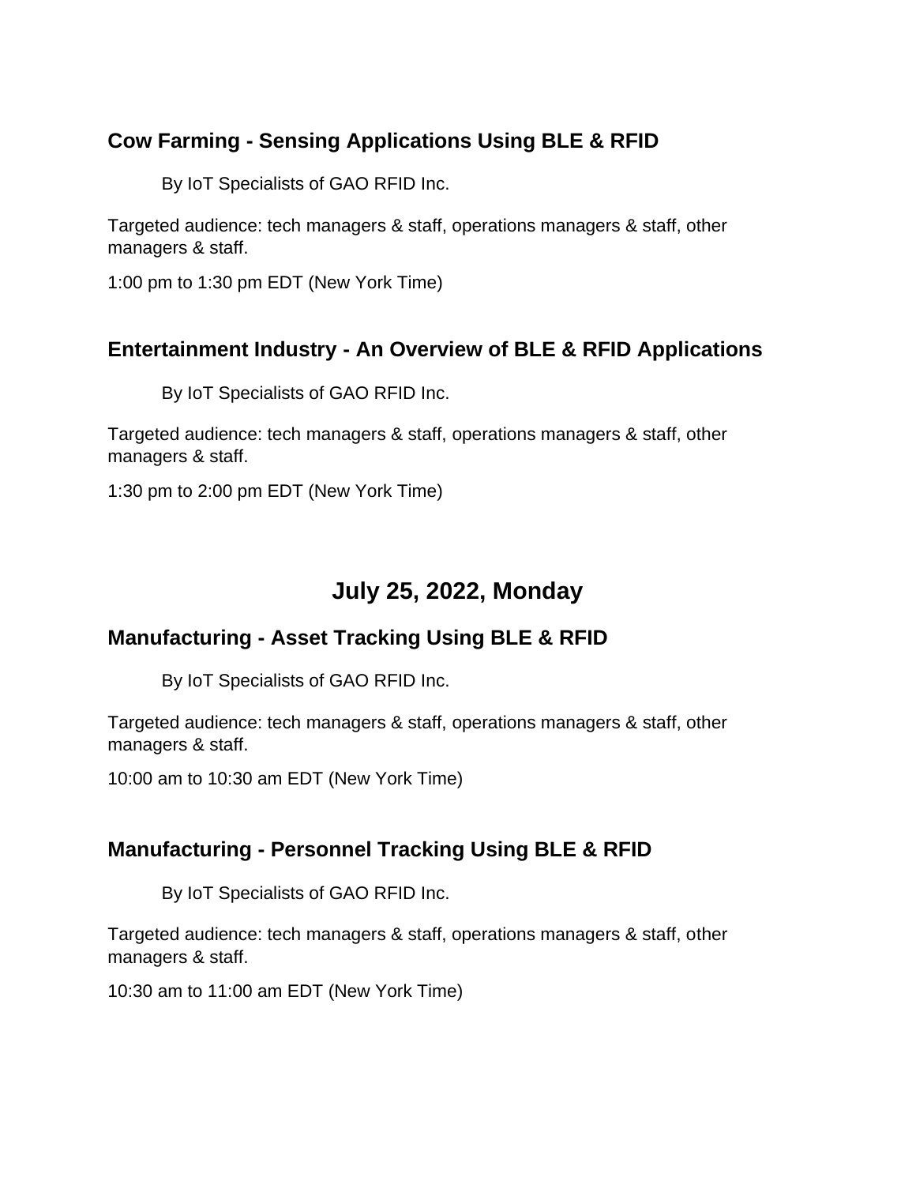### Cow Farming - Sensing Applications Using BLE & RFID

By IoT Specialists of GAO RFID Inc.

Targeted audience: tech managers & staff, operations managers & staff, other managers & staff.

1:00 pm to 1:30 pm EDT (New York Time)

### Entertainment Industry - An Overview of BLE & RFID Applications

By IoT Specialists of GAO RFID Inc.

Targeted audience: tech managers & staff, operations managers & staff, other managers & staff.

1:30 pm to 2:00 pm EDT (New York Time)

## July 25, 2022, Monday

### Manufacturing - Asset Tracking Using BLE & RFID

By IoT Specialists of GAO RFID Inc.

Targeted audience: tech managers & staff, operations managers & staff, other managers & staff.

10:00 am to 10:30 am EDT (New York Time)

### Manufacturing - Personnel Tracking Using BLE & RFID

By IoT Specialists of GAO RFID Inc.

Targeted audience: tech managers & staff, operations managers & staff, other managers & staff.

10:30 am to 11:00 am EDT (New York Time)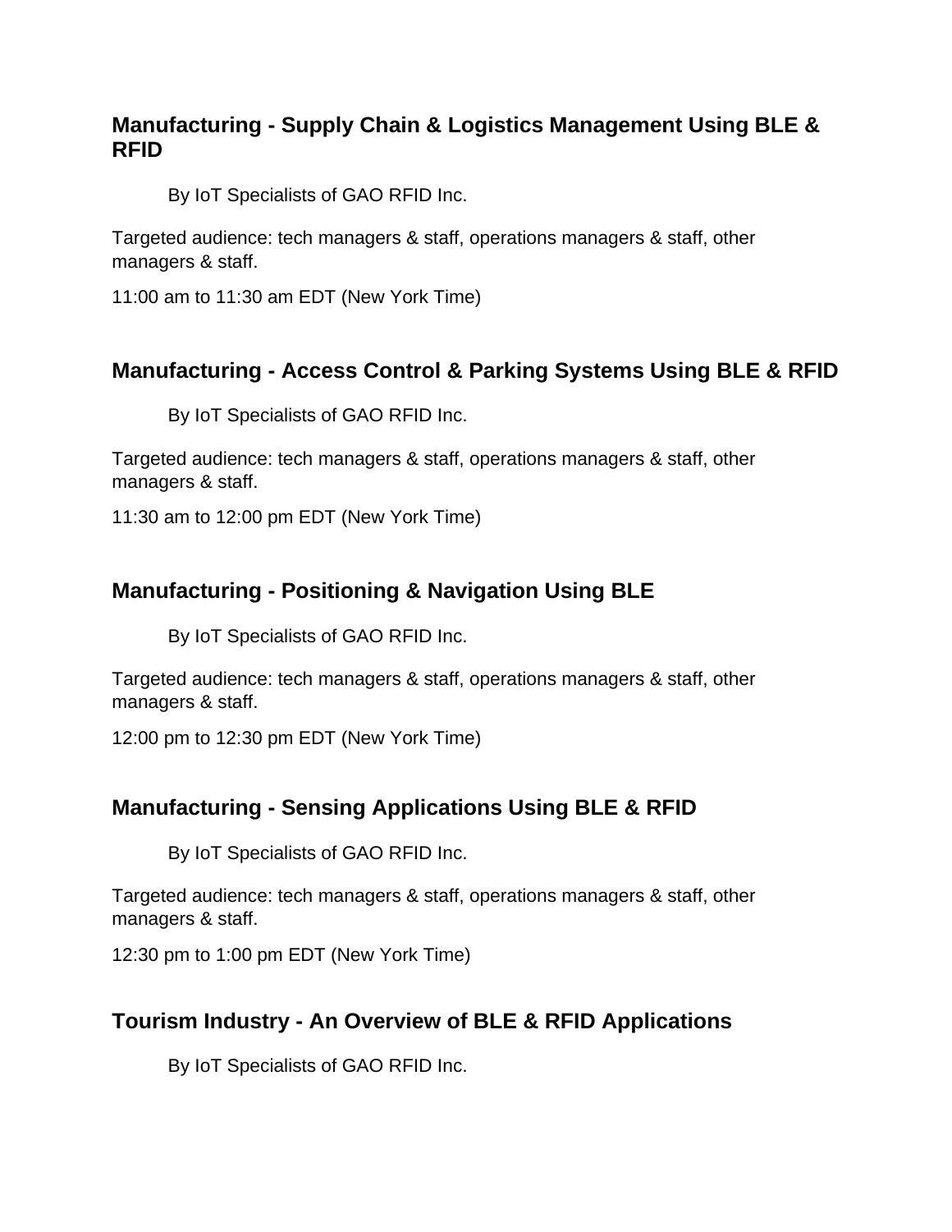### Manufacturing - Supply Chain & Logistics Management Using BLE & RFID

By IoT Specialists of GAO RFID Inc.

Targeted audience: tech managers & staff, operations managers & staff, other managers & staff.

11:00 am to 11:30 am EDT (New York Time)

### Manufacturing - Access Control & Parking Systems Using BLE & RFID

By IoT Specialists of GAO RFID Inc.

Targeted audience: tech managers & staff, operations managers & staff, other managers & staff.

11:30 am to 12:00 pm EDT (New York Time)

### Manufacturing - Positioning & Navigation Using BLE

By IoT Specialists of GAO RFID Inc.

Targeted audience: tech managers & staff, operations managers & staff, other managers & staff.

12:00 pm to 12:30 pm EDT (New York Time)

### Manufacturing - Sensing Applications Using BLE & RFID

By IoT Specialists of GAO RFID Inc.

Targeted audience: tech managers & staff, operations managers & staff, other managers & staff.

12:30 pm to 1:00 pm EDT (New York Time)

### Tourism Industry - An Overview of BLE & RFID Applications

By IoT Specialists of GAO RFID Inc.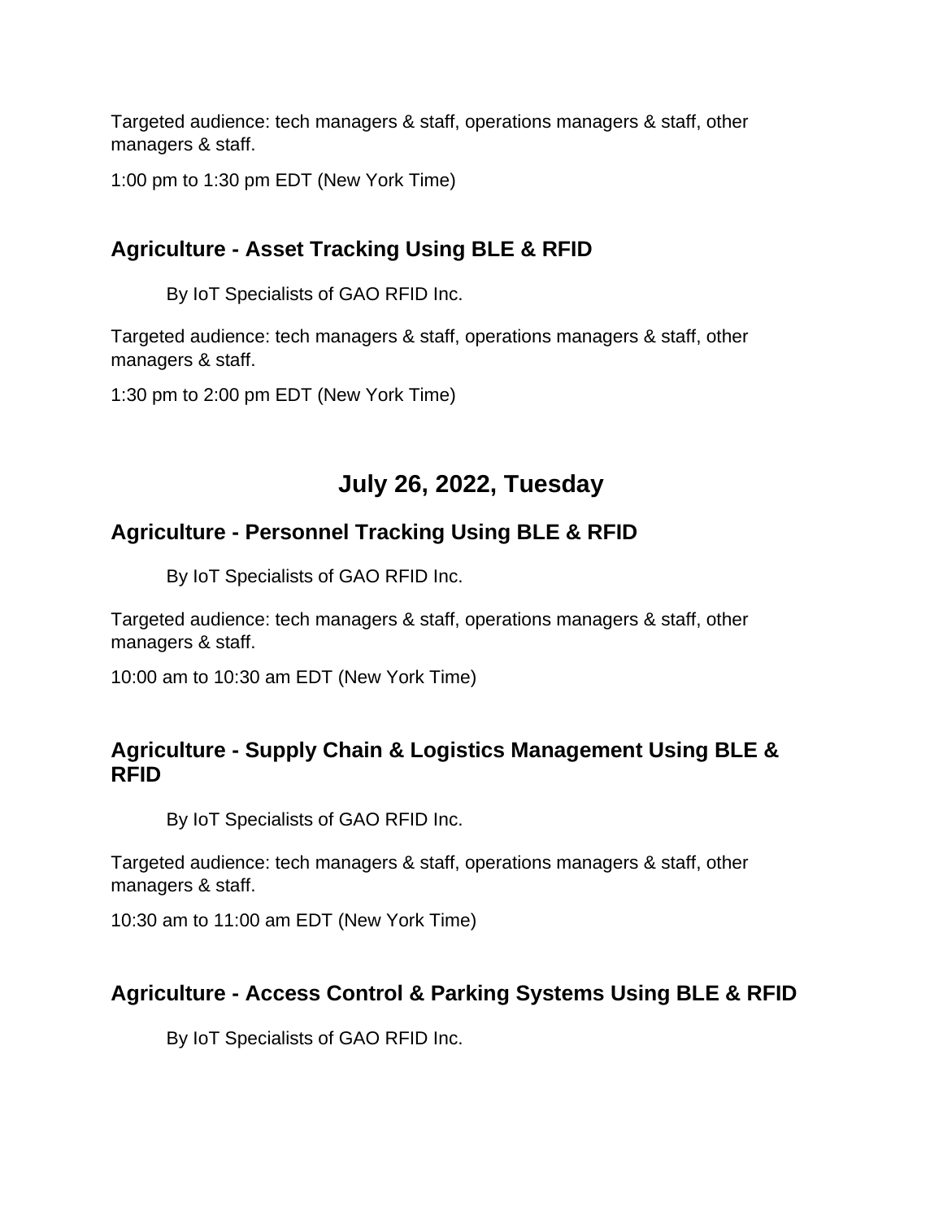Targeted audience: tech managers & staff, operations managers & staff, other managers & staff.

1:00 pm to 1:30 pm EDT (New York Time)

### Agriculture - Asset Tracking Using BLE & RFID

By IoT Specialists of GAO RFID Inc.

Targeted audience: tech managers & staff, operations managers & staff, other managers & staff.

1:30 pm to 2:00 pm EDT (New York Time)

## July 26, 2022, Tuesday

### Agriculture - Personnel Tracking Using BLE & RFID

By IoT Specialists of GAO RFID Inc.

Targeted audience: tech managers & staff, operations managers & staff, other managers & staff.

10:00 am to 10:30 am EDT (New York Time)

### Agriculture - Supply Chain & Logistics Management Using BLE & RFID

By IoT Specialists of GAO RFID Inc.

Targeted audience: tech managers & staff, operations managers & staff, other managers & staff.

10:30 am to 11:00 am EDT (New York Time)

### Agriculture - Access Control & Parking Systems Using BLE & RFID

By IoT Specialists of GAO RFID Inc.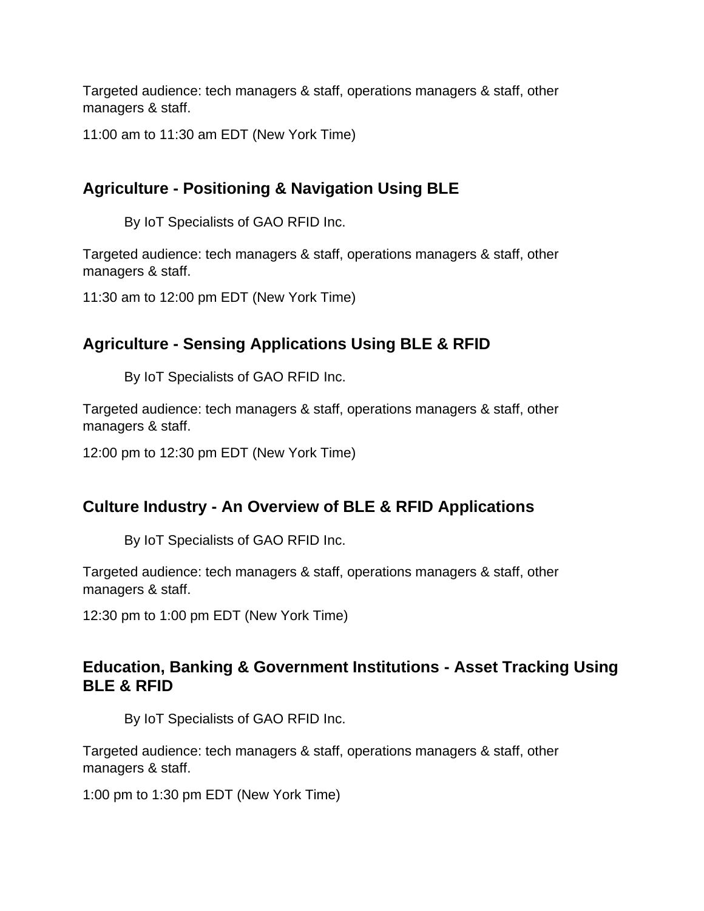Targeted audience: tech managers & staff, operations managers & staff, other managers & staff.

11:00 am to 11:30 am EDT (New York Time)

## Agriculture - Positioning & Navigation Using BLE

By IoT Specialists of GAO RFID Inc.

Targeted audience: tech managers & staff, operations managers & staff, other managers & staff.

11:30 am to 12:00 pm EDT (New York Time)

## Agriculture - Sensing Applications Using BLE & RFID

By IoT Specialists of GAO RFID Inc.

Targeted audience: tech managers & staff, operations managers & staff, other managers & staff.

12:00 pm to 12:30 pm EDT (New York Time)

## Culture Industry - An Overview of BLE & RFID Applications

By IoT Specialists of GAO RFID Inc.

Targeted audience: tech managers & staff, operations managers & staff, other managers & staff.

12:30 pm to 1:00 pm EDT (New York Time)

## Education, Banking & Government Institutions - Asset Tracking Using BLE & RFID

By IoT Specialists of GAO RFID Inc.

Targeted audience: tech managers & staff, operations managers & staff, other managers & staff.

1:00 pm to 1:30 pm EDT (New York Time)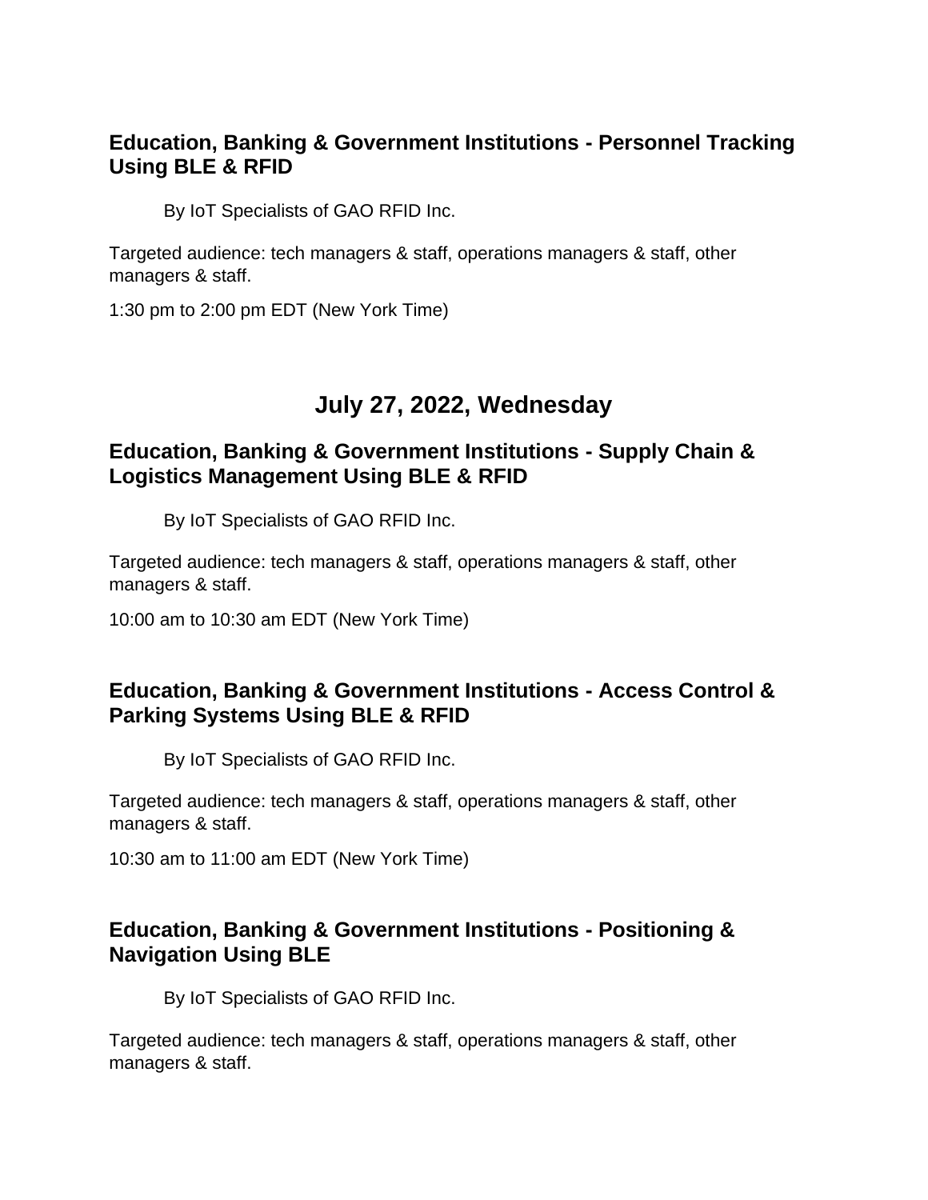### Education, Banking & Government Institutions - Personnel Tracking Using BLE & RFID

By IoT Specialists of GAO RFID Inc.

Targeted audience: tech managers & staff, operations managers & staff, other managers & staff.

1:30 pm to 2:00 pm EDT (New York Time)

## July 27, 2022, Wednesday

### Education, Banking & Government Institutions - Supply Chain & Logistics Management Using BLE & RFID

By IoT Specialists of GAO RFID Inc.

Targeted audience: tech managers & staff, operations managers & staff, other managers & staff.

10:00 am to 10:30 am EDT (New York Time)

### Education, Banking & Government Institutions - Access Control & Parking Systems Using BLE & RFID

By IoT Specialists of GAO RFID Inc.

Targeted audience: tech managers & staff, operations managers & staff, other managers & staff.

10:30 am to 11:00 am EDT (New York Time)

### Education, Banking & Government Institutions - Positioning & Navigation Using BLE

By IoT Specialists of GAO RFID Inc.

Targeted audience: tech managers & staff, operations managers & staff, other managers & staff.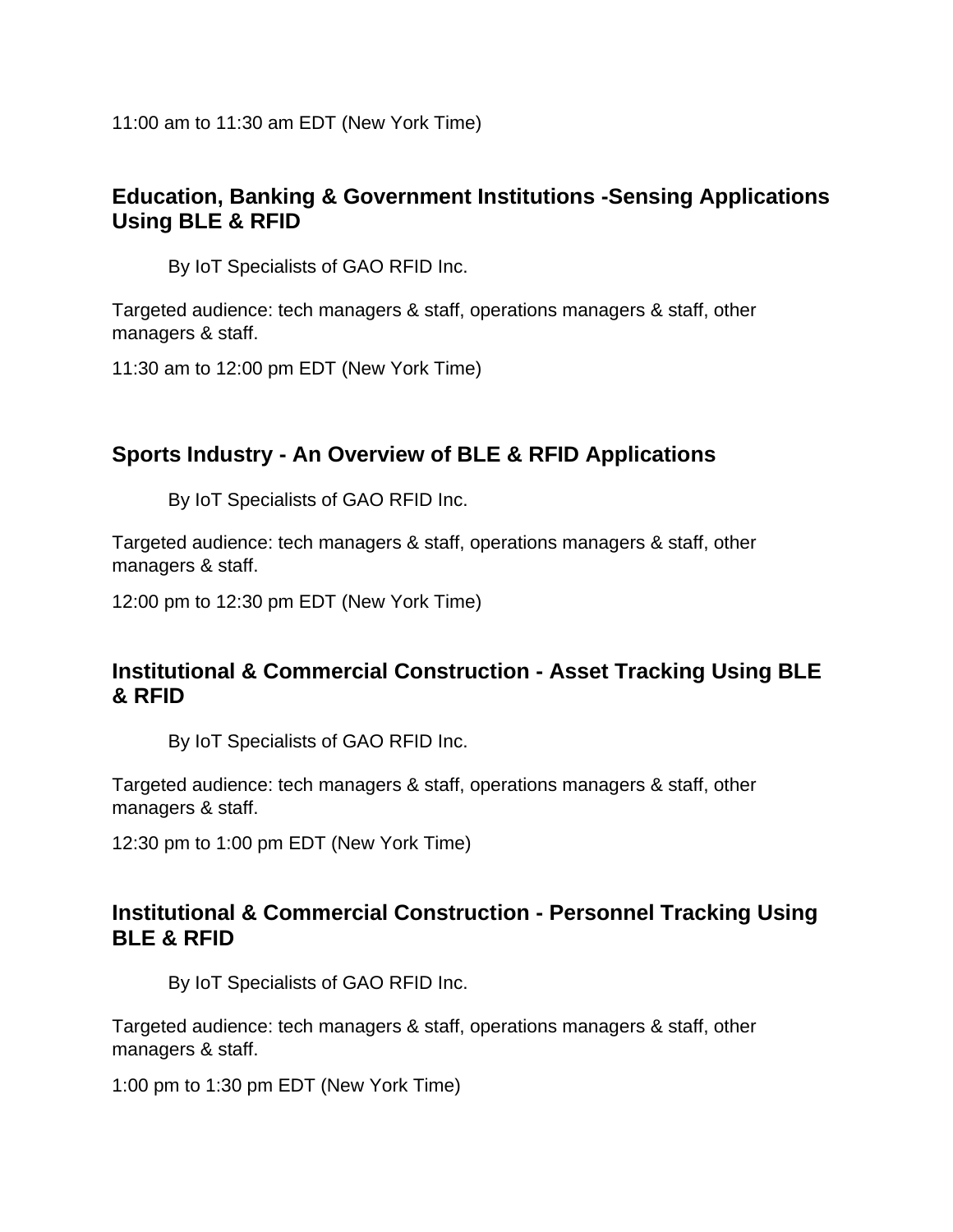11:00 am to 11:30 am EDT (New York Time)

### Education, Banking & Government Institutions -Sensing Applications Using BLE & RFID

By IoT Specialists of GAO RFID Inc.

Targeted audience: tech managers & staff, operations managers & staff, other managers & staff.

11:30 am to 12:00 pm EDT (New York Time)

### Sports Industry - An Overview of BLE & RFID Applications

By IoT Specialists of GAO RFID Inc.

Targeted audience: tech managers & staff, operations managers & staff, other managers & staff.

12:00 pm to 12:30 pm EDT (New York Time)

### Institutional & Commercial Construction - Asset Tracking Using BLE & RFID

By IoT Specialists of GAO RFID Inc.

Targeted audience: tech managers & staff, operations managers & staff, other managers & staff.

12:30 pm to 1:00 pm EDT (New York Time)

### Institutional & Commercial Construction - Personnel Tracking Using BLE & RFID

By IoT Specialists of GAO RFID Inc.

Targeted audience: tech managers & staff, operations managers & staff, other managers & staff.

1:00 pm to 1:30 pm EDT (New York Time)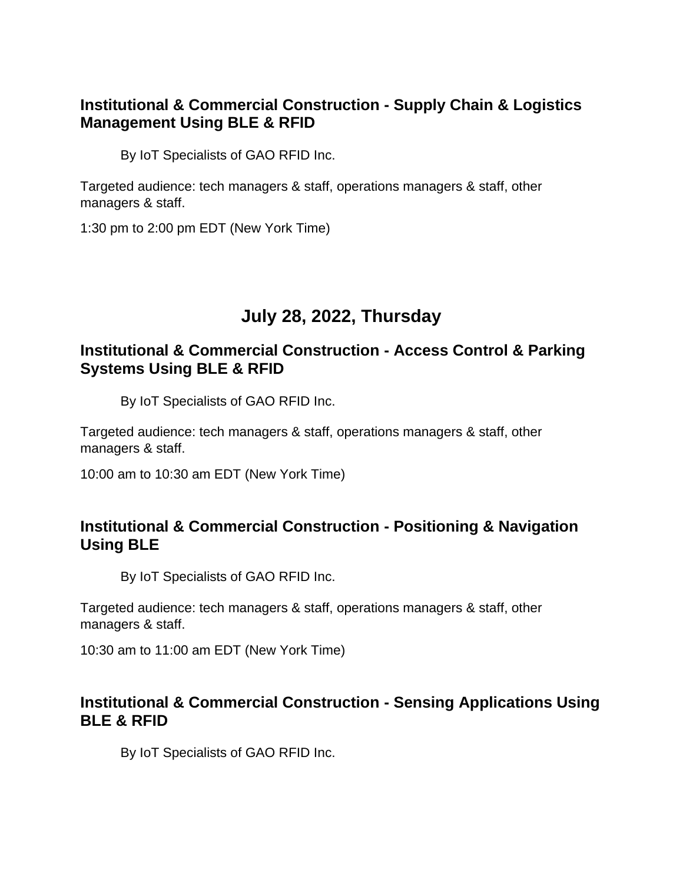### Institutional & Commercial Construction - Supply Chain & Logistics Management Using BLE & RFID

By IoT Specialists of GAO RFID Inc.

Targeted audience: tech managers & staff, operations managers & staff, other managers & staff.

1:30 pm to 2:00 pm EDT (New York Time)

## July 28, 2022, Thursday

### Institutional & Commercial Construction - Access Control & Parking Systems Using BLE & RFID

By IoT Specialists of GAO RFID Inc.

Targeted audience: tech managers & staff, operations managers & staff, other managers & staff.

10:00 am to 10:30 am EDT (New York Time)

### Institutional & Commercial Construction - Positioning & Navigation Using BLE

By IoT Specialists of GAO RFID Inc.

Targeted audience: tech managers & staff, operations managers & staff, other managers & staff.

10:30 am to 11:00 am EDT (New York Time)

### Institutional & Commercial Construction - Sensing Applications Using BLE & RFID

By IoT Specialists of GAO RFID Inc.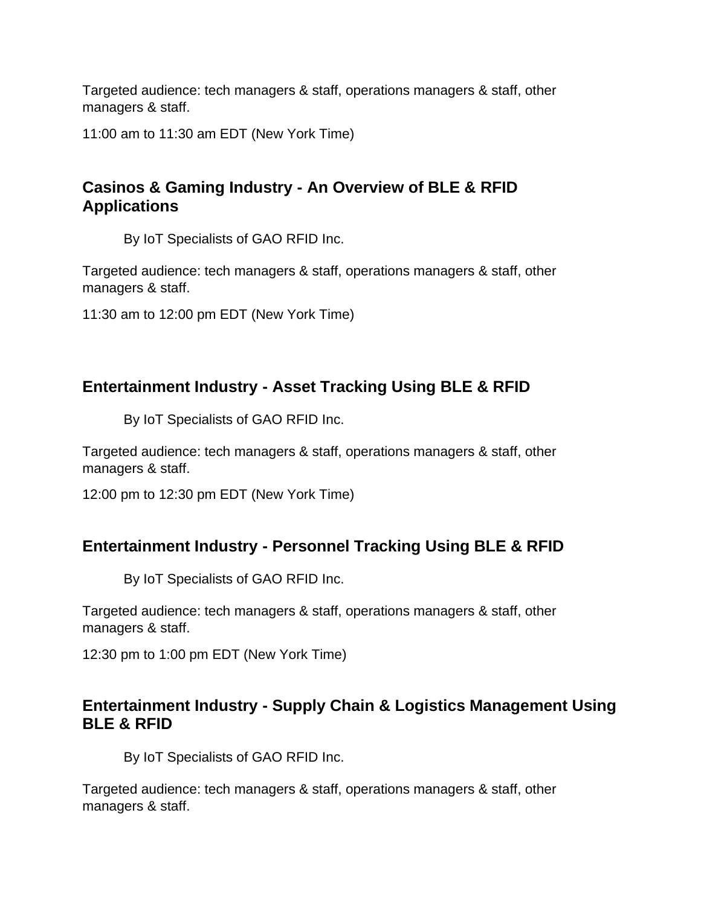Targeted audience: tech managers & staff, operations managers & staff, other managers & staff.

11:00 am to 11:30 am EDT (New York Time)

## Casinos & Gaming Industry - An Overview of BLE & RFID Applications

By IoT Specialists of GAO RFID Inc.

Targeted audience: tech managers & staff, operations managers & staff, other managers & staff.

11:30 am to 12:00 pm EDT (New York Time)

## Entertainment Industry - Asset Tracking Using BLE & RFID

By IoT Specialists of GAO RFID Inc.

Targeted audience: tech managers & staff, operations managers & staff, other managers & staff.

12:00 pm to 12:30 pm EDT (New York Time)

## Entertainment Industry - Personnel Tracking Using BLE & RFID

By IoT Specialists of GAO RFID Inc.

Targeted audience: tech managers & staff, operations managers & staff, other managers & staff.

12:30 pm to 1:00 pm EDT (New York Time)

## Entertainment Industry - Supply Chain & Logistics Management Using BLE & RFID

By IoT Specialists of GAO RFID Inc.

Targeted audience: tech managers & staff, operations managers & staff, other managers & staff.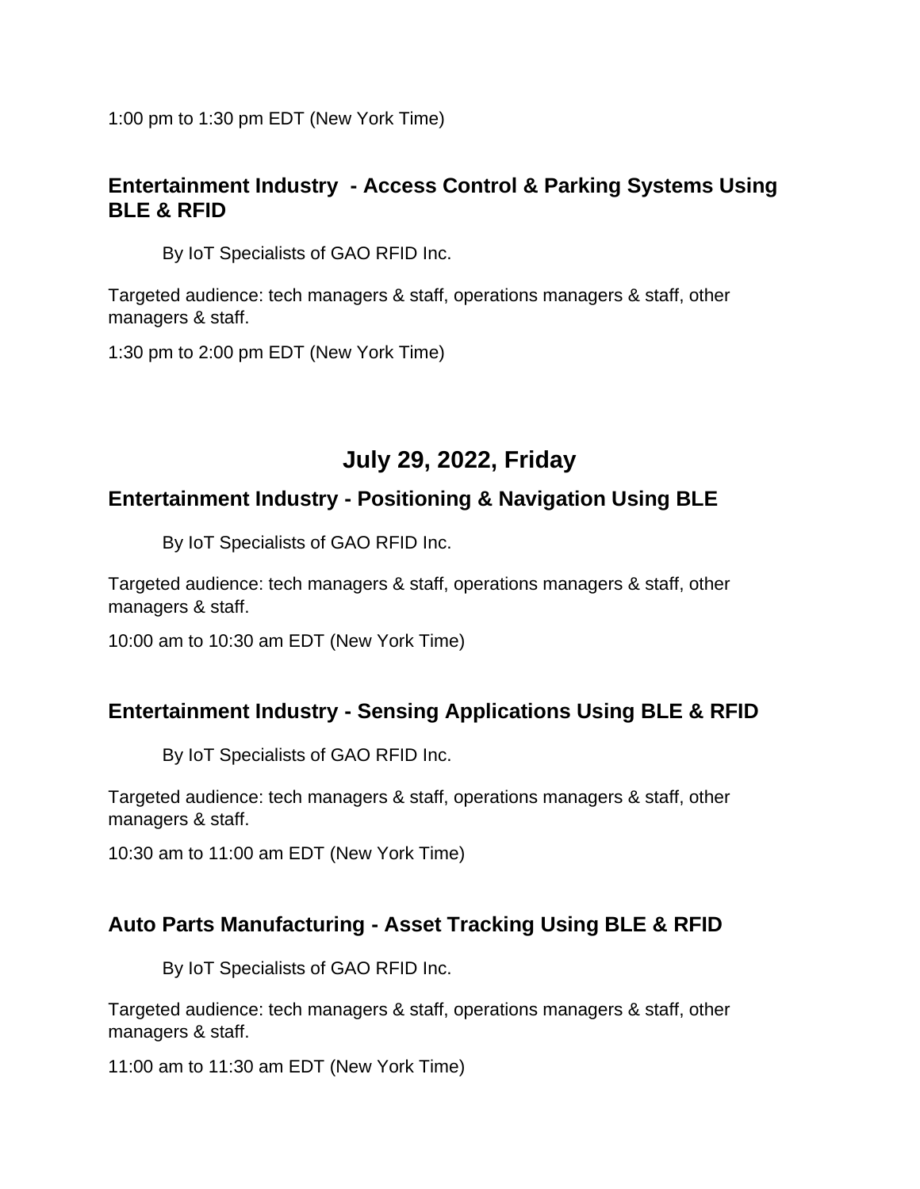1:00 pm to 1:30 pm EDT (New York Time)

### Entertainment Industry - Access Control & Parking Systems Using BLE & RFID

By IoT Specialists of GAO RFID Inc.

Targeted audience: tech managers & staff, operations managers & staff, other managers & staff.

1:30 pm to 2:00 pm EDT (New York Time)

## July 29, 2022, Friday

### Entertainment Industry - Positioning & Navigation Using BLE

By IoT Specialists of GAO RFID Inc.

Targeted audience: tech managers & staff, operations managers & staff, other managers & staff.

10:00 am to 10:30 am EDT (New York Time)

### Entertainment Industry - Sensing Applications Using BLE & RFID

By IoT Specialists of GAO RFID Inc.

Targeted audience: tech managers & staff, operations managers & staff, other managers & staff.

10:30 am to 11:00 am EDT (New York Time)

### Auto Parts Manufacturing - Asset Tracking Using BLE & RFID

By IoT Specialists of GAO RFID Inc.

Targeted audience: tech managers & staff, operations managers & staff, other managers & staff.

11:00 am to 11:30 am EDT (New York Time)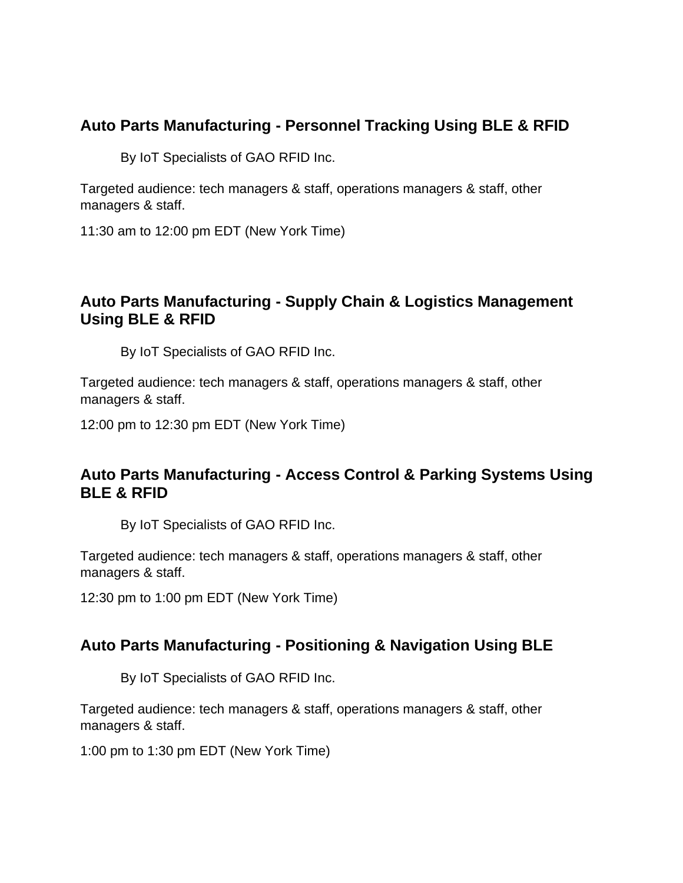### Auto Parts Manufacturing - Personnel Tracking Using BLE & RFID

By IoT Specialists of GAO RFID Inc.

Targeted audience: tech managers & staff, operations managers & staff, other managers & staff.

11:30 am to 12:00 pm EDT (New York Time)

### Auto Parts Manufacturing - Supply Chain & Logistics Management Using BLE & RFID

By IoT Specialists of GAO RFID Inc.

Targeted audience: tech managers & staff, operations managers & staff, other managers & staff.

12:00 pm to 12:30 pm EDT (New York Time)

### Auto Parts Manufacturing - Access Control & Parking Systems Using BLE & RFID

By IoT Specialists of GAO RFID Inc.

Targeted audience: tech managers & staff, operations managers & staff, other managers & staff.

12:30 pm to 1:00 pm EDT (New York Time)

### Auto Parts Manufacturing - Positioning & Navigation Using BLE

By IoT Specialists of GAO RFID Inc.

Targeted audience: tech managers & staff, operations managers & staff, other managers & staff.

1:00 pm to 1:30 pm EDT (New York Time)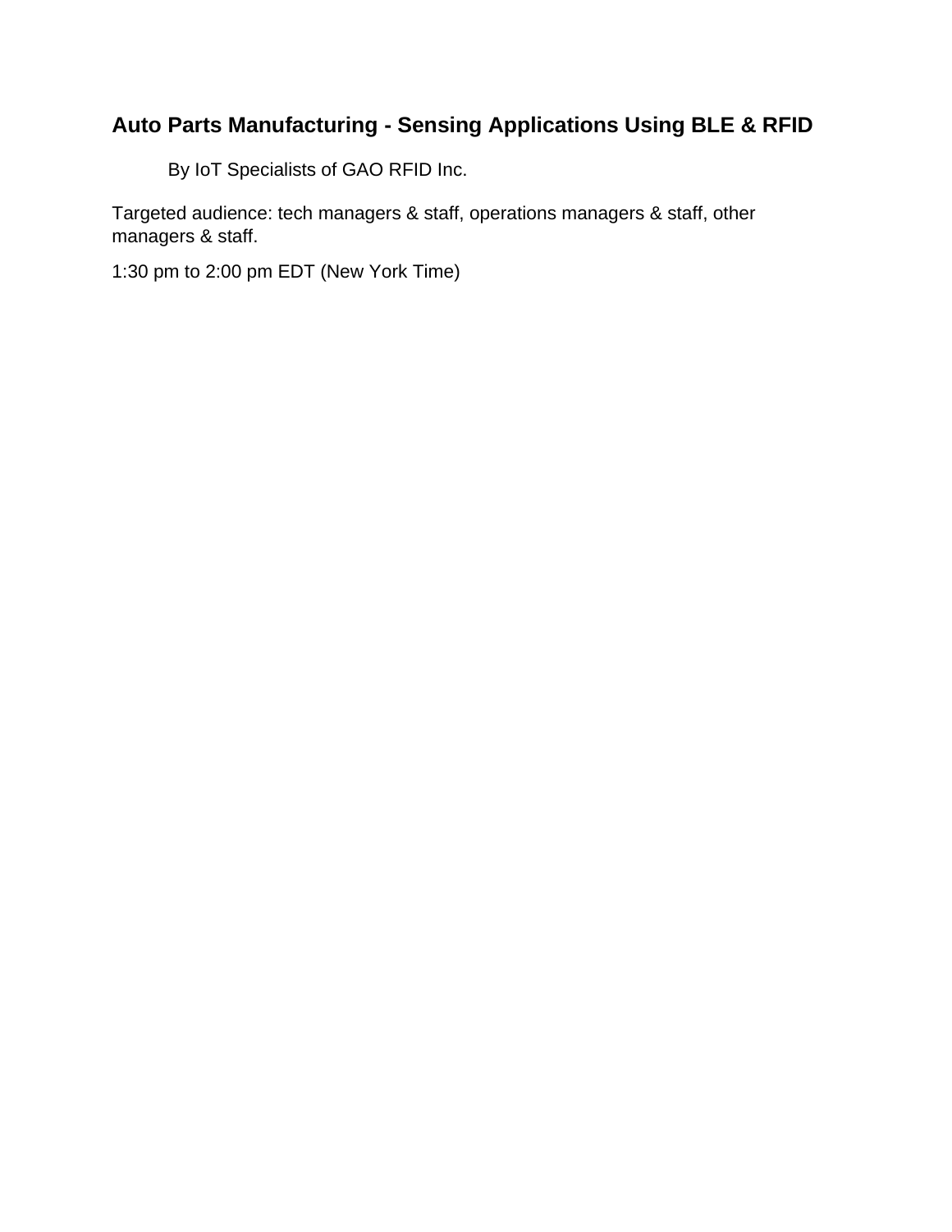## Auto Parts Manufacturing - Sensing Applications Using BLE & RFID

By IoT Specialists of GAO RFID Inc.

Targeted audience: tech managers & staff, operations managers & staff, other managers & staff.

1:30 pm to 2:00 pm EDT (New York Time)